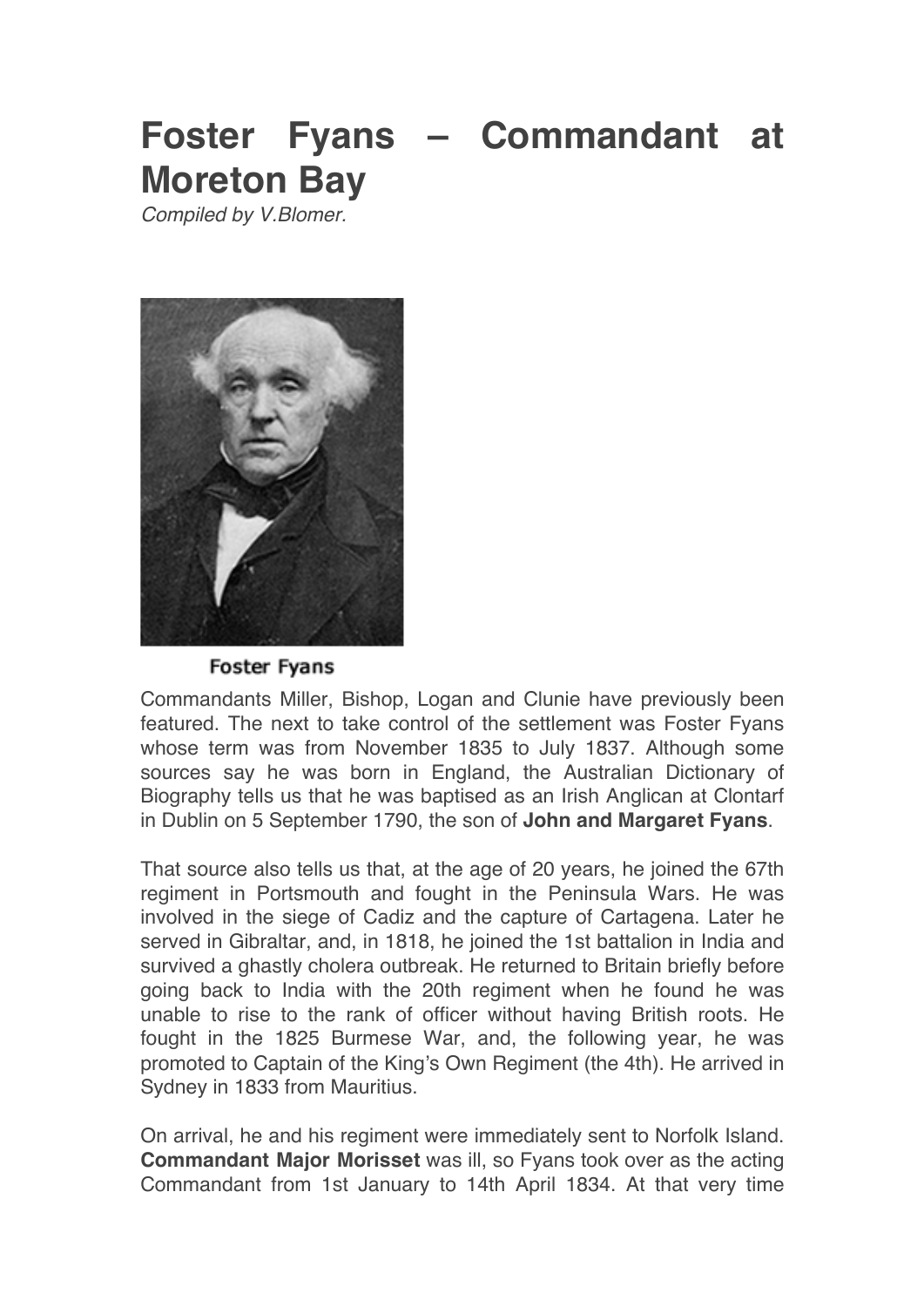# Foster Fyans – Commandant at Moreton Bay

*Compiled by V.Blomer.*

Foster Fyans

Commandants Miller, Bishop, Logan and Clunie have previously been featured. The next to take control of the settlement was Foster Fyans whose term was from November 1835 to July 1837. Although some sources say he was born in England, the Australian Dictionary of Biography tells us that he was baptised as an Irish Anglican at Clontarf in Dublin on 5 September 1790, the son of **John and Margaret Fyans**.

That source also tells us that, at the age of 20 years, he joined the 67th regiment in Portsmouth and fought in the Peninsula Wars. He was involved in the siege of Cadiz and the capture of Cartagena. Later he served in Gibraltar, and, in 1818, he joined the 1st battalion in India and survived a ghastly cholera outbreak. He returned to Britain briefly before going back to India with the 20th regiment when he found he was unable to rise to the rank of officer without having British roots. He fought in the 1825 Burmese War, and, the following year, he was promoted to Captain of the King's Own Regiment (the 4th). He arrived in Sydney in 1833 from Mauritius.

On arrival, he and his regiment were immediately sent to Norfolk Island. **Commandant Major Morisset** was ill, so Fyans took over as the acting Commandant from 1st January to 14th April 1834. At that very time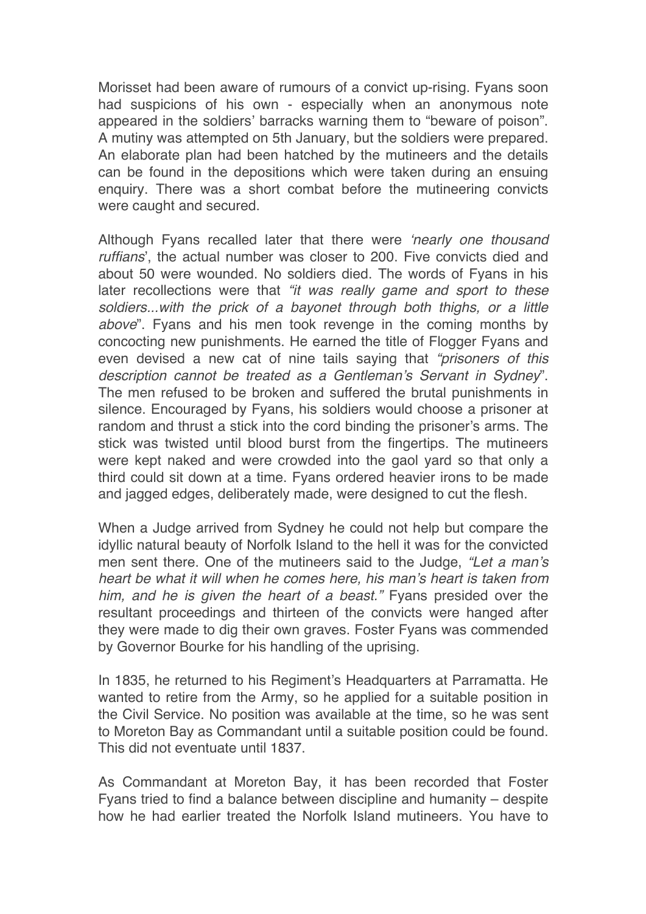Morisset had been aware of rumours of a convict up-rising. Fyans soon had suspicions of his own - especially when an anonymous note appeared in the soldiers' barracks warning them to "beware of poison". A mutiny was attempted on 5th January, but the soldiers were prepared. An elaborate plan had been hatched by the mutineers and the details can be found in the depositions which were taken during an ensuing enquiry. There was a short combat before the mutineering convicts were caught and secured.

Although Fyans recalled later that there were *'nearly one thousand ruffians*', the actual number was closer to 200. Five convicts died and about 50 were wounded. No soldiers died. The words of Fyans in his later recollections were that *"it was really game and sport to these soldiers...with the prick of a bayonet through both thighs, or a little above*". Fyans and his men took revenge in the coming months by concocting new punishments. He earned the title of Flogger Fyans and even devised a new cat of nine tails saying that *"prisoners of this description cannot be treated as a Gentleman's Servant in Sydney*". The men refused to be broken and suffered the brutal punishments in silence. Encouraged by Fyans, his soldiers would choose a prisoner at random and thrust a stick into the cord binding the prisoner's arms. The stick was twisted until blood burst from the fingertips. The mutineers were kept naked and were crowded into the gaol yard so that only a third could sit down at a time. Fyans ordered heavier irons to be made and jagged edges, deliberately made, were designed to cut the flesh.

When a Judge arrived from Sydney he could not help but compare the idyllic natural beauty of Norfolk Island to the hell it was for the convicted men sent there. One of the mutineers said to the Judge, *"Let a man's heart be what it will when he comes here, his man's heart is taken from him, and he is given the heart of a beast."* Fyans presided over the resultant proceedings and thirteen of the convicts were hanged after they were made to dig their own graves. Foster Fyans was commended by Governor Bourke for his handling of the uprising.

In 1835, he returned to his Regiment's Headquarters at Parramatta. He wanted to retire from the Army, so he applied for a suitable position in the Civil Service. No position was available at the time, so he was sent to Moreton Bay as Commandant until a suitable position could be found. This did not eventuate until 1837.

As Commandant at Moreton Bay, it has been recorded that Foster Fyans tried to find a balance between discipline and humanity – despite how he had earlier treated the Norfolk Island mutineers. You have to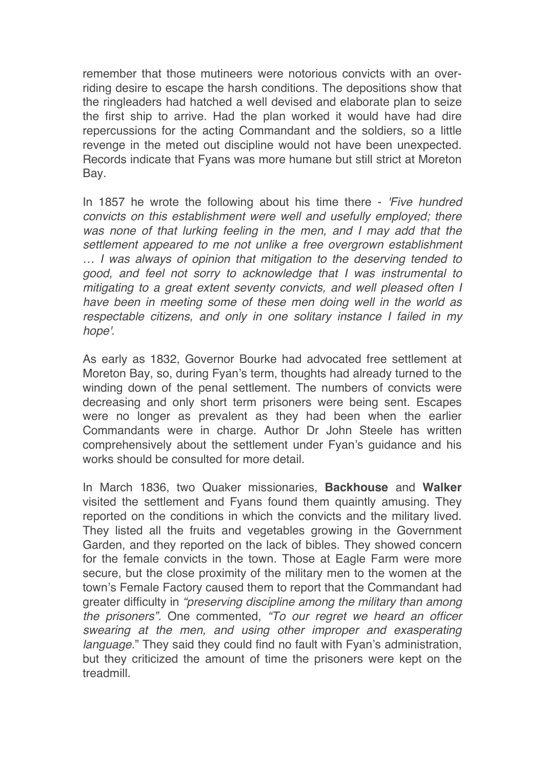remember that those mutineers were notorious convicts with an over-riding desire to escape the harsh conditions. The depositions show that the ringleaders had hatched a well devised and elaborate plan to seize the first ship to arrive. Had the plan worked it would have had dire repercussions for the acting Commandant and the soldiers, so a little revenge in the meted out discipline would not have been unexpected. Records indicate that Fyans was more humane but still strict at Moreton Bay.

In 1857 he wrote the following about his time there - *'Five hundred convicts on this establishment were well and usefully employed; there was none of that lurking feeling in the men, and I may add that the settlement appeared to me not unlike a free overgrown establishment … I was always of opinion that mitigation to the deserving tended to good, and feel not sorry to acknowledge that I was instrumental to mitigating to a great extent seventy convicts, and well pleased often I have been in meeting some of these men doing well in the world as respectable citizens, and only in one solitary instance I failed in my hope'.*

As early as 1832, Governor Bourke had advocated free settlement at Moreton Bay, so, during Fyan's term, thoughts had already turned to the winding down of the penal settlement. The numbers of convicts were decreasing and only short term prisoners were being sent. Escapes were no longer as prevalent as they had been when the earlier Commandants were in charge. Author Dr John Steele has written comprehensively about the settlement under Fyan's guidance and his works should be consulted for more detail.

In March 1836, two Quaker missionaries, **Backhouse** and **Walker** visited the settlement and Fyans found them quaintly amusing. They reported on the conditions in which the convicts and the military lived. They listed all the fruits and vegetables growing in the Government Garden, and they reported on the lack of bibles. They showed concern for the female convicts in the town. Those at Eagle Farm were more secure, but the close proximity of the military men to the women at the town's Female Factory caused them to report that the Commandant had greater difficulty in *"preserving discipline among the military than among the prisoners"*. One commented, *"To our regret we heard an officer swearing at the men, and using other improper and exasperating language.*" They said they could find no fault with Fyan's administration, but they criticized the amount of time the prisoners were kept on the treadmill.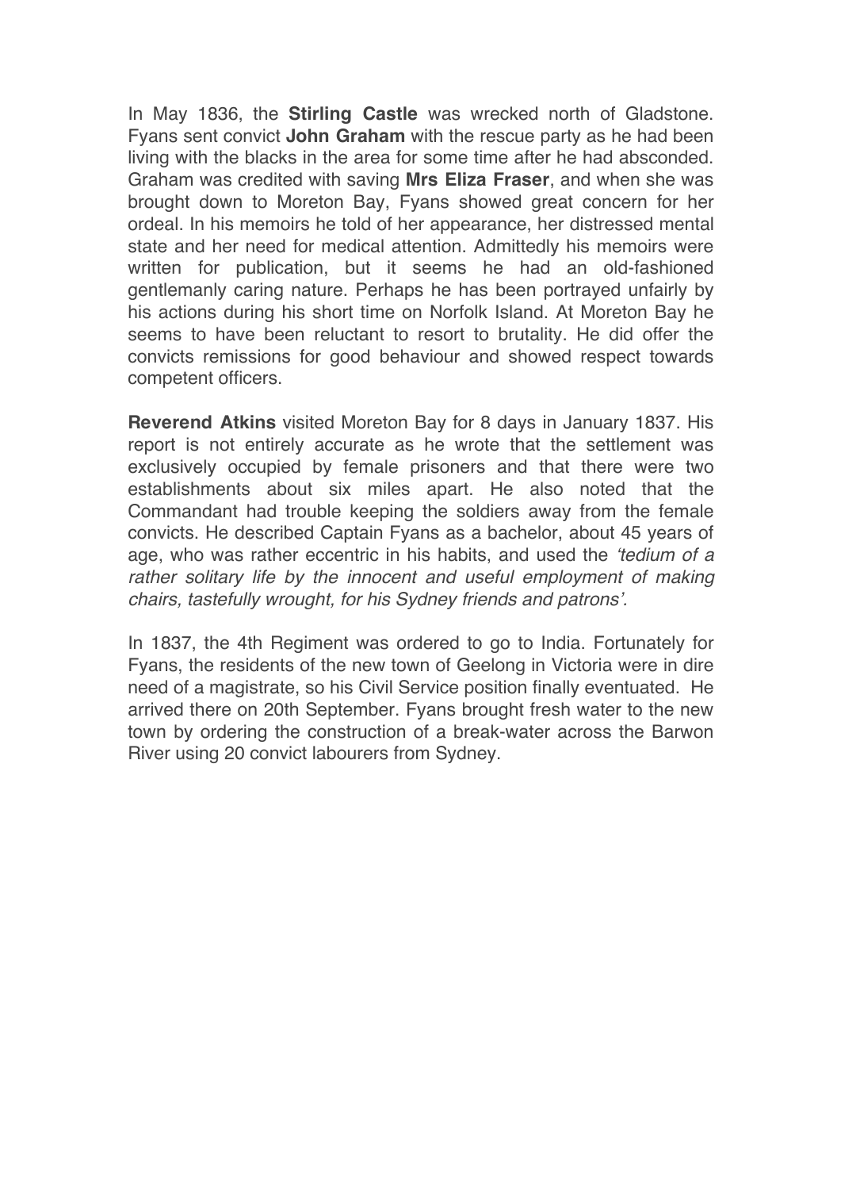In May 1836, the **Stirling Castle** was wrecked north of Gladstone. Fyans sent convict **John Graham** with the rescue party as he had been living with the blacks in the area for some time after he had absconded. Graham was credited with saving **Mrs Eliza Fraser**, and when she was brought down to Moreton Bay, Fyans showed great concern for her ordeal. In his memoirs he told of her appearance, her distressed mental state and her need for medical attention. Admittedly his memoirs were written for publication, but it seems he had an old-fashioned gentlemanly caring nature. Perhaps he has been portrayed unfairly by his actions during his short time on Norfolk Island. At Moreton Bay he seems to have been reluctant to resort to brutality. He did offer the convicts remissions for good behaviour and showed respect towards competent officers.

**Reverend Atkins** visited Moreton Bay for 8 days in January 1837. His report is not entirely accurate as he wrote that the settlement was exclusively occupied by female prisoners and that there were two establishments about six miles apart. He also noted that the Commandant had trouble keeping the soldiers away from the female convicts. He described Captain Fyans as a bachelor, about 45 years of age, who was rather eccentric in his habits, and used the *'tedium of a rather solitary life by the innocent and useful employment of making chairs, tastefully wrought, for his Sydney friends and patrons'.*

In 1837, the 4th Regiment was ordered to go to India. Fortunately for Fyans, the residents of the new town of Geelong in Victoria were in dire need of a magistrate, so his Civil Service position finally eventuated. He arrived there on 20th September. Fyans brought fresh water to the new town by ordering the construction of a break-water across the Barwon River using 20 convict labourers from Sydney.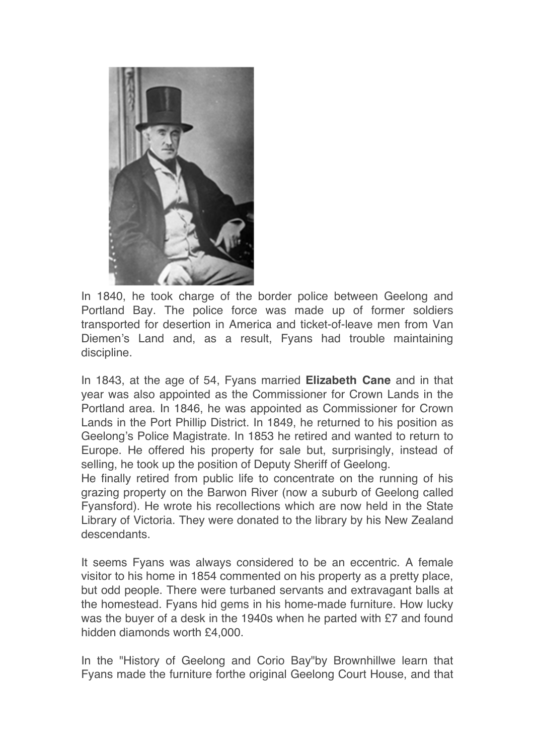In 1840, he took charge of the border police between Geelong and Portland Bay. The police force was made up of former soldiers transported for desertion in America and ticket-of-leave men from Van Diemen's Land and, as a result, Fyans had trouble maintaining discipline.

In 1843, at the age of 54, Fyans married **Elizabeth Cane** and in that year was also appointed as the Commissioner for Crown Lands in the Portland area. In 1846, he was appointed as Commissioner for Crown Lands in the Port Phillip District. In 1849, he returned to his position as Geelong's Police Magistrate. In 1853 he retired and wanted to return to Europe. He offered his property for sale but, surprisingly, instead of selling, he took up the position of Deputy Sheriff of Geelong.
He finally retired from public life to concentrate on the running of his grazing property on the Barwon River (now a suburb of Geelong called Fyansford). He wrote his recollections which are now held in the State Library of Victoria. They were donated to the library by his New Zealand descendants.

It seems Fyans was always considered to be an eccentric. A female visitor to his home in 1854 commented on his property as a pretty place, but odd people. There were turbaned servants and extravagant balls at the homestead. Fyans hid gems in his home-made furniture. How lucky was the buyer of a desk in the 1940s when he parted with £7 and found hidden diamonds worth £4,000.

In the "History of Geelong and Corio Bay"by Brownhillwe learn that Fyans made the furniture forthe original Geelong Court House, and that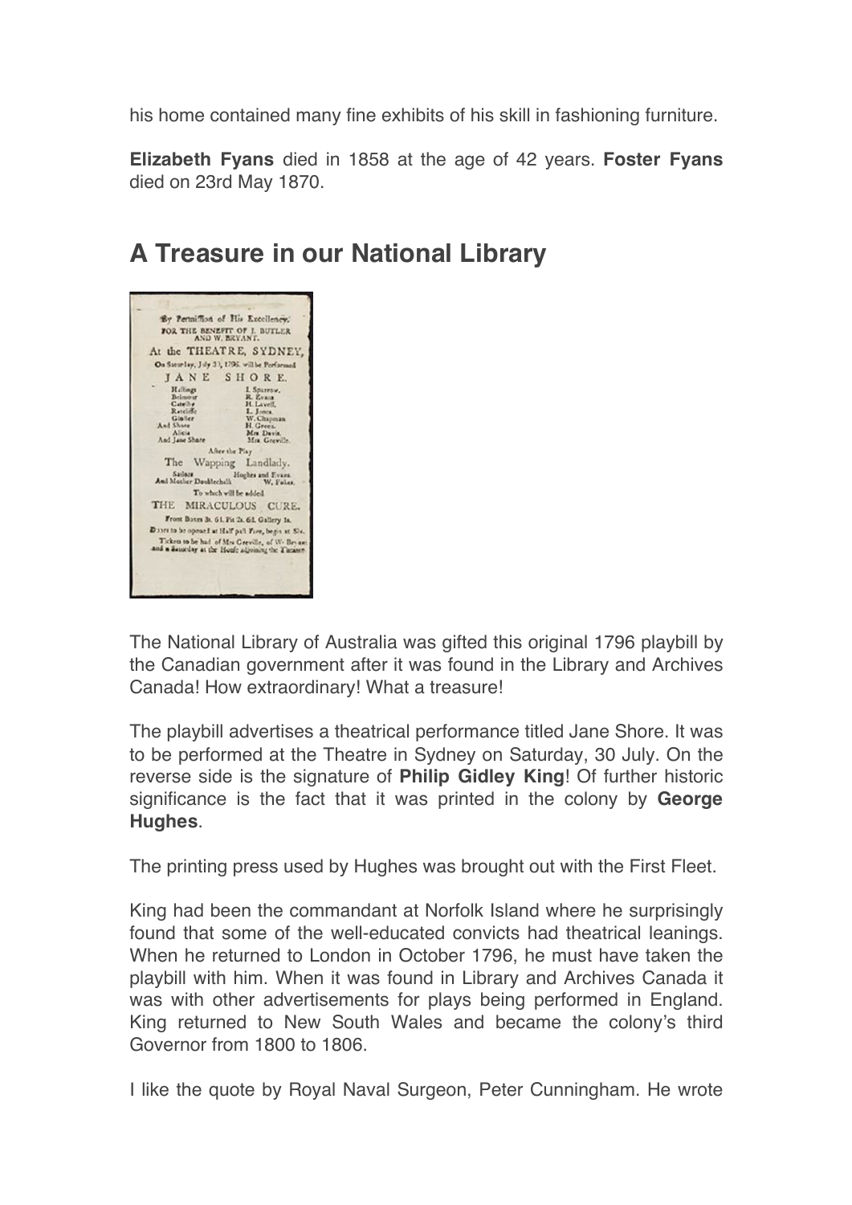his home contained many fine exhibits of his skill in fashioning furniture.

**Elizabeth Fyans** died in 1858 at the age of 42 years. **Foster Fyans** died on 23rd May 1870.

## A Treasure in our National Library

The National Library of Australia was gifted this original 1796 playbill by the Canadian government after it was found in the Library and Archives Canada! How extraordinary! What a treasure!

The playbill advertises a theatrical performance titled Jane Shore. It was to be performed at the Theatre in Sydney on Saturday, 30 July. On the reverse side is the signature of **Philip Gidley King**! Of further historic significance is the fact that it was printed in the colony by **George Hughes**.

The printing press used by Hughes was brought out with the First Fleet.

King had been the commandant at Norfolk Island where he surprisingly found that some of the well-educated convicts had theatrical leanings. When he returned to London in October 1796, he must have taken the playbill with him. When it was found in Library and Archives Canada it was with other advertisements for plays being performed in England. King returned to New South Wales and became the colony's third Governor from 1800 to 1806.

I like the quote by Royal Naval Surgeon, Peter Cunningham. He wrote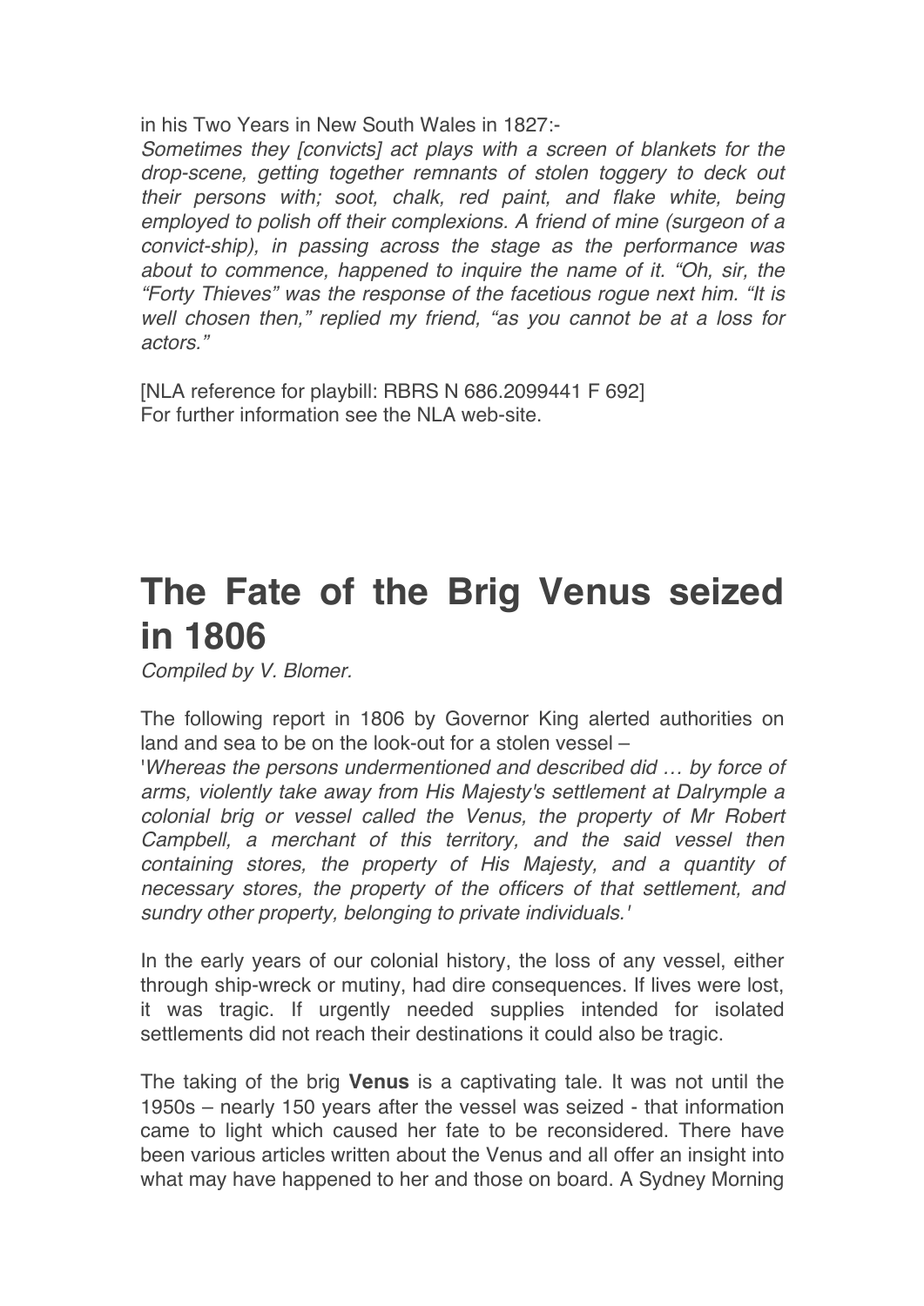in his Two Years in New South Wales in 1827:-

*Sometimes they [convicts] act plays with a screen of blankets for the drop-scene, getting together remnants of stolen toggery to deck out their persons with; soot, chalk, red paint, and flake white, being employed to polish off their complexions. A friend of mine (surgeon of a convict-ship), in passing across the stage as the performance was about to commence, happened to inquire the name of it. "Oh, sir, the "Forty Thieves" was the response of the facetious rogue next him. "It is well chosen then," replied my friend, "as you cannot be at a loss for actors."*

[NLA reference for playbill: RBRS N 686.2099441 F 692]
For further information see the NLA web-site.

# The Fate of the Brig Venus seized in 1806

*Compiled by V. Blomer.*

The following report in 1806 by Governor King alerted authorities on land and sea to be on the look-out for a stolen vessel –

'*Whereas the persons undermentioned and described did … by force of arms, violently take away from His Majesty's settlement at Dalrymple a colonial brig or vessel called the Venus, the property of Mr Robert Campbell, a merchant of this territory, and the said vessel then containing stores, the property of His Majesty, and a quantity of necessary stores, the property of the officers of that settlement, and sundry other property, belonging to private individuals.*'

In the early years of our colonial history, the loss of any vessel, either through ship-wreck or mutiny, had dire consequences. If lives were lost, it was tragic. If urgently needed supplies intended for isolated settlements did not reach their destinations it could also be tragic.

The taking of the brig **Venus** is a captivating tale. It was not until the 1950s – nearly 150 years after the vessel was seized - that information came to light which caused her fate to be reconsidered. There have been various articles written about the Venus and all offer an insight into what may have happened to her and those on board. A Sydney Morning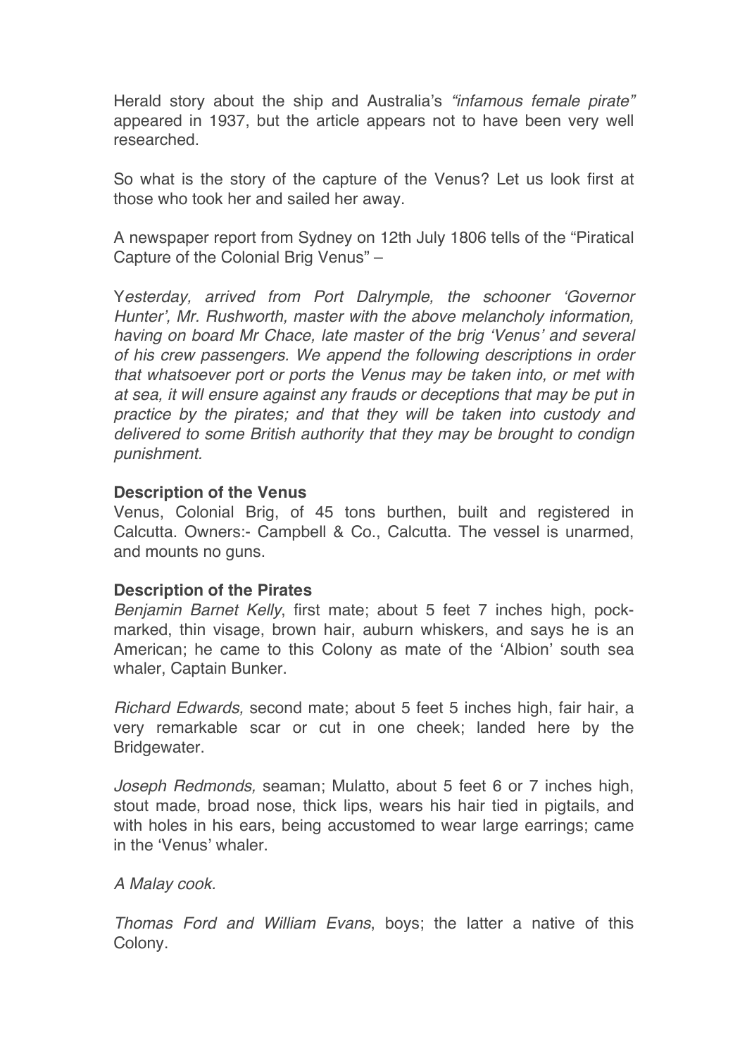Herald story about the ship and Australia's *"infamous female pirate"* appeared in 1937, but the article appears not to have been very well researched.

So what is the story of the capture of the Venus? Let us look first at those who took her and sailed her away.

A newspaper report from Sydney on 12th July 1806 tells of the "Piratical Capture of the Colonial Brig Venus" –

Y*esterday, arrived from Port Dalrymple, the schooner 'Governor Hunter', Mr. Rushworth, master with the above melancholy information, having on board Mr Chace, late master of the brig 'Venus' and several of his crew passengers. We append the following descriptions in order that whatsoever port or ports the Venus may be taken into, or met with at sea, it will ensure against any frauds or deceptions that may be put in practice by the pirates; and that they will be taken into custody and delivered to some British authority that they may be brought to condign punishment.*

**Description of the Venus**
Venus, Colonial Brig, of 45 tons burthen, built and registered in Calcutta. Owners:- Campbell & Co., Calcutta. The vessel is unarmed, and mounts no guns.

**Description of the Pirates**
*Benjamin Barnet Kelly*, first mate; about 5 feet 7 inches high, pock-marked, thin visage, brown hair, auburn whiskers, and says he is an American; he came to this Colony as mate of the 'Albion' south sea whaler, Captain Bunker.

*Richard Edwards,* second mate; about 5 feet 5 inches high, fair hair, a very remarkable scar or cut in one cheek; landed here by the Bridgewater.

*Joseph Redmonds,* seaman; Mulatto, about 5 feet 6 or 7 inches high, stout made, broad nose, thick lips, wears his hair tied in pigtails, and with holes in his ears, being accustomed to wear large earrings; came in the 'Venus' whaler.

*A Malay cook.*

*Thomas Ford and William Evans*, boys; the latter a native of this Colony.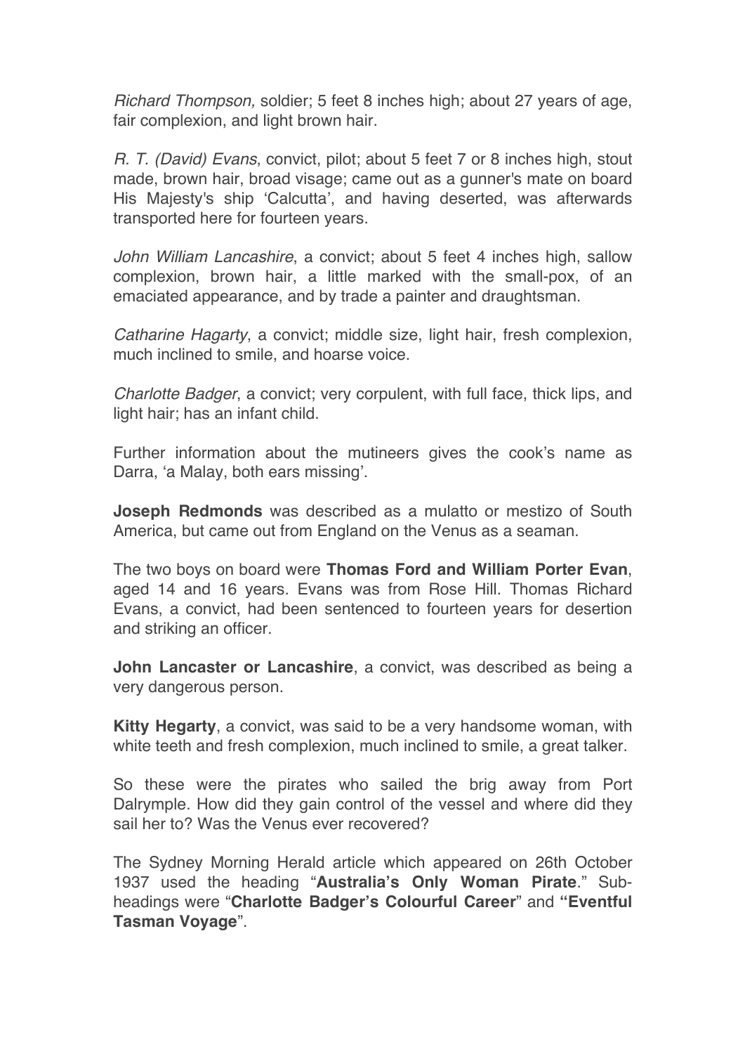*Richard Thompson,* soldier; 5 feet 8 inches high; about 27 years of age, fair complexion, and light brown hair.

*R. T. (David) Evans*, convict, pilot; about 5 feet 7 or 8 inches high, stout made, brown hair, broad visage; came out as a gunner's mate on board His Majesty's ship 'Calcutta', and having deserted, was afterwards transported here for fourteen years.

*John William Lancashire*, a convict; about 5 feet 4 inches high, sallow complexion, brown hair, a little marked with the small-pox, of an emaciated appearance, and by trade a painter and draughtsman.

*Catharine Hagarty*, a convict; middle size, light hair, fresh complexion, much inclined to smile, and hoarse voice.

*Charlotte Badger*, a convict; very corpulent, with full face, thick lips, and light hair; has an infant child.

Further information about the mutineers gives the cook's name as Darra, 'a Malay, both ears missing'.

**Joseph Redmonds** was described as a mulatto or mestizo of South America, but came out from England on the Venus as a seaman.

The two boys on board were **Thomas Ford and William Porter Evan**, aged 14 and 16 years. Evans was from Rose Hill. Thomas Richard Evans, a convict, had been sentenced to fourteen years for desertion and striking an officer.

**John Lancaster or Lancashire**, a convict, was described as being a very dangerous person.

**Kitty Hegarty**, a convict, was said to be a very handsome woman, with white teeth and fresh complexion, much inclined to smile, a great talker.

So these were the pirates who sailed the brig away from Port Dalrymple. How did they gain control of the vessel and where did they sail her to? Was the Venus ever recovered?

The Sydney Morning Herald article which appeared on 26th October 1937 used the heading "**Australia's Only Woman Pirate**." Sub-headings were "**Charlotte Badger's Colourful Career**" and **"Eventful Tasman Voyage**".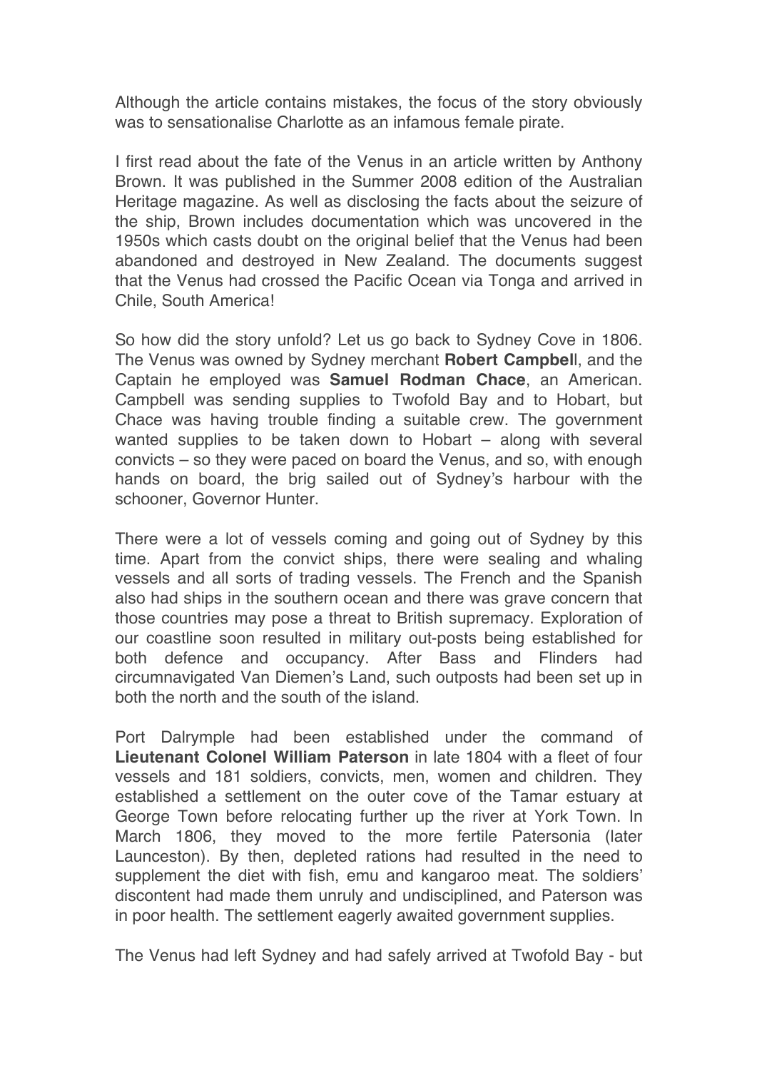Although the article contains mistakes, the focus of the story obviously was to sensationalise Charlotte as an infamous female pirate.

I first read about the fate of the Venus in an article written by Anthony Brown. It was published in the Summer 2008 edition of the Australian Heritage magazine. As well as disclosing the facts about the seizure of the ship, Brown includes documentation which was uncovered in the 1950s which casts doubt on the original belief that the Venus had been abandoned and destroyed in New Zealand. The documents suggest that the Venus had crossed the Pacific Ocean via Tonga and arrived in Chile, South America!

So how did the story unfold? Let us go back to Sydney Cove in 1806. The Venus was owned by Sydney merchant **Robert Campbell**, and the Captain he employed was **Samuel Rodman Chace**, an American. Campbell was sending supplies to Twofold Bay and to Hobart, but Chace was having trouble finding a suitable crew. The government wanted supplies to be taken down to Hobart – along with several convicts – so they were paced on board the Venus, and so, with enough hands on board, the brig sailed out of Sydney's harbour with the schooner, Governor Hunter.

There were a lot of vessels coming and going out of Sydney by this time. Apart from the convict ships, there were sealing and whaling vessels and all sorts of trading vessels. The French and the Spanish also had ships in the southern ocean and there was grave concern that those countries may pose a threat to British supremacy. Exploration of our coastline soon resulted in military out-posts being established for both defence and occupancy. After Bass and Flinders had circumnavigated Van Diemen's Land, such outposts had been set up in both the north and the south of the island.

Port Dalrymple had been established under the command of **Lieutenant Colonel William Paterson** in late 1804 with a fleet of four vessels and 181 soldiers, convicts, men, women and children. They established a settlement on the outer cove of the Tamar estuary at George Town before relocating further up the river at York Town. In March 1806, they moved to the more fertile Patersonia (later Launceston). By then, depleted rations had resulted in the need to supplement the diet with fish, emu and kangaroo meat. The soldiers' discontent had made them unruly and undisciplined, and Paterson was in poor health. The settlement eagerly awaited government supplies.

The Venus had left Sydney and had safely arrived at Twofold Bay - but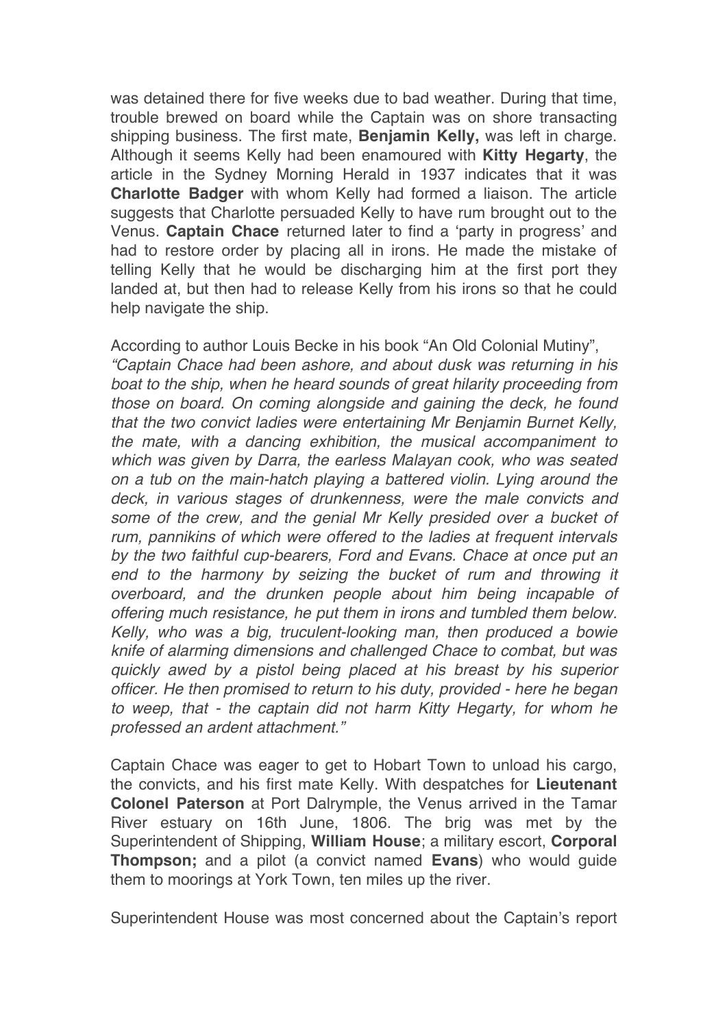was detained there for five weeks due to bad weather. During that time, trouble brewed on board while the Captain was on shore transacting shipping business. The first mate, **Benjamin Kelly,** was left in charge. Although it seems Kelly had been enamoured with **Kitty Hegarty**, the article in the Sydney Morning Herald in 1937 indicates that it was **Charlotte Badger** with whom Kelly had formed a liaison. The article suggests that Charlotte persuaded Kelly to have rum brought out to the Venus. **Captain Chace** returned later to find a 'party in progress' and had to restore order by placing all in irons. He made the mistake of telling Kelly that he would be discharging him at the first port they landed at, but then had to release Kelly from his irons so that he could help navigate the ship.

According to author Louis Becke in his book "An Old Colonial Mutiny", *"Captain Chace had been ashore, and about dusk was returning in his boat to the ship, when he heard sounds of great hilarity proceeding from those on board. On coming alongside and gaining the deck, he found that the two convict ladies were entertaining Mr Benjamin Burnet Kelly, the mate, with a dancing exhibition, the musical accompaniment to which was given by Darra, the earless Malayan cook, who was seated on a tub on the main-hatch playing a battered violin. Lying around the deck, in various stages of drunkenness, were the male convicts and some of the crew, and the genial Mr Kelly presided over a bucket of rum, pannikins of which were offered to the ladies at frequent intervals by the two faithful cup-bearers, Ford and Evans. Chace at once put an end to the harmony by seizing the bucket of rum and throwing it overboard, and the drunken people about him being incapable of offering much resistance, he put them in irons and tumbled them below. Kelly, who was a big, truculent-looking man, then produced a bowie knife of alarming dimensions and challenged Chace to combat, but was quickly awed by a pistol being placed at his breast by his superior officer. He then promised to return to his duty, provided - here he began to weep, that - the captain did not harm Kitty Hegarty, for whom he professed an ardent attachment."*

Captain Chace was eager to get to Hobart Town to unload his cargo, the convicts, and his first mate Kelly. With despatches for **Lieutenant Colonel Paterson** at Port Dalrymple, the Venus arrived in the Tamar River estuary on 16th June, 1806. The brig was met by the Superintendent of Shipping, **William House**; a military escort, **Corporal Thompson;** and a pilot (a convict named **Evans**) who would guide them to moorings at York Town, ten miles up the river.

Superintendent House was most concerned about the Captain's report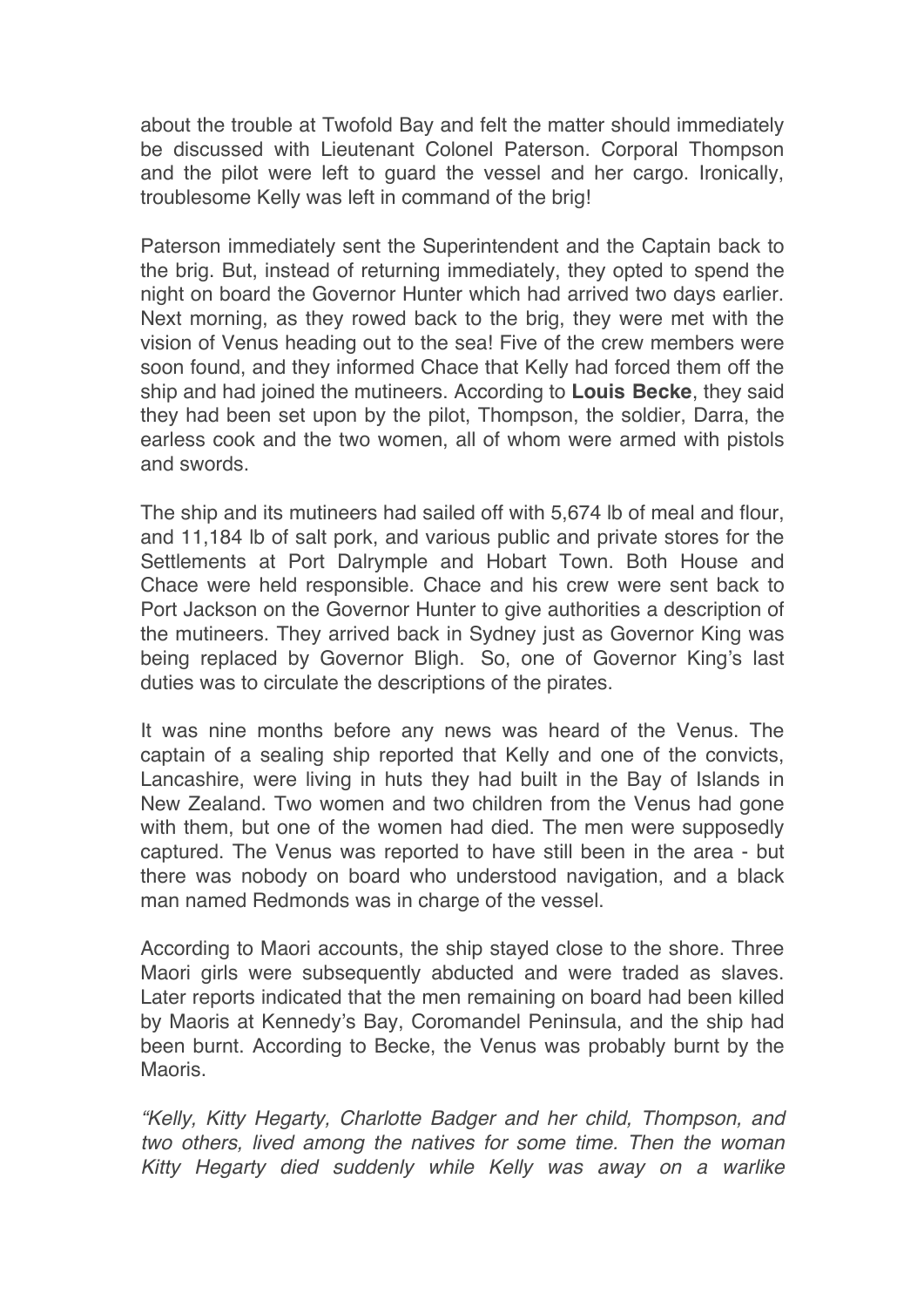about the trouble at Twofold Bay and felt the matter should immediately be discussed with Lieutenant Colonel Paterson. Corporal Thompson and the pilot were left to guard the vessel and her cargo. Ironically, troublesome Kelly was left in command of the brig!

Paterson immediately sent the Superintendent and the Captain back to the brig. But, instead of returning immediately, they opted to spend the night on board the Governor Hunter which had arrived two days earlier. Next morning, as they rowed back to the brig, they were met with the vision of Venus heading out to the sea! Five of the crew members were soon found, and they informed Chace that Kelly had forced them off the ship and had joined the mutineers. According to **Louis Becke**, they said they had been set upon by the pilot, Thompson, the soldier, Darra, the earless cook and the two women, all of whom were armed with pistols and swords.

The ship and its mutineers had sailed off with 5,674 lb of meal and flour, and 11,184 lb of salt pork, and various public and private stores for the Settlements at Port Dalrymple and Hobart Town. Both House and Chace were held responsible. Chace and his crew were sent back to Port Jackson on the Governor Hunter to give authorities a description of the mutineers. They arrived back in Sydney just as Governor King was being replaced by Governor Bligh. So, one of Governor King's last duties was to circulate the descriptions of the pirates.

It was nine months before any news was heard of the Venus. The captain of a sealing ship reported that Kelly and one of the convicts, Lancashire, were living in huts they had built in the Bay of Islands in New Zealand. Two women and two children from the Venus had gone with them, but one of the women had died. The men were supposedly captured. The Venus was reported to have still been in the area - but there was nobody on board who understood navigation, and a black man named Redmonds was in charge of the vessel.

According to Maori accounts, the ship stayed close to the shore. Three Maori girls were subsequently abducted and were traded as slaves. Later reports indicated that the men remaining on board had been killed by Maoris at Kennedy's Bay, Coromandel Peninsula, and the ship had been burnt. According to Becke, the Venus was probably burnt by the Maoris.

*"Kelly, Kitty Hegarty, Charlotte Badger and her child, Thompson, and two others, lived among the natives for some time. Then the woman Kitty Hegarty died suddenly while Kelly was away on a warlike*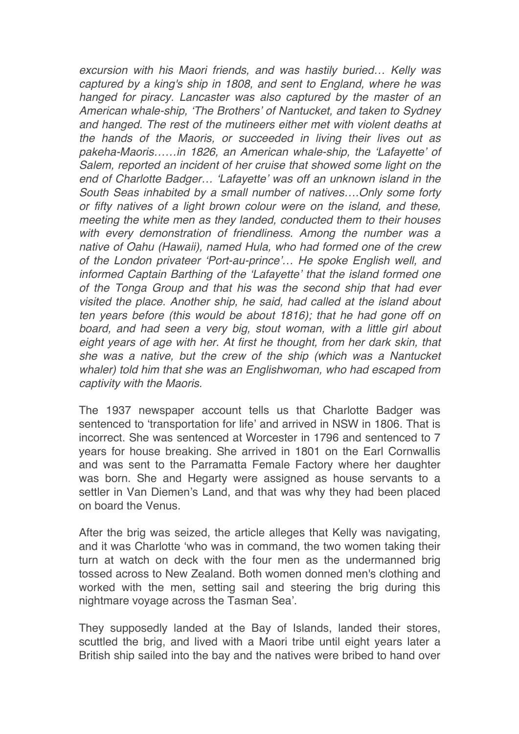*excursion with his Maori friends, and was hastily buried… Kelly was captured by a king's ship in 1808, and sent to England, where he was hanged for piracy. Lancaster was also captured by the master of an American whale-ship, 'The Brothers' of Nantucket, and taken to Sydney and hanged. The rest of the mutineers either met with violent deaths at the hands of the Maoris, or succeeded in living their lives out as pakeha-Maoris……in 1826, an American whale-ship, the 'Lafayette' of Salem, reported an incident of her cruise that showed some light on the end of Charlotte Badger… 'Lafayette' was off an unknown island in the South Seas inhabited by a small number of natives….Only some forty or fifty natives of a light brown colour were on the island, and these, meeting the white men as they landed, conducted them to their houses with every demonstration of friendliness. Among the number was a native of Oahu (Hawaii), named Hula, who had formed one of the crew of the London privateer 'Port-au-prince'… He spoke English well, and informed Captain Barthing of the 'Lafayette' that the island formed one of the Tonga Group and that his was the second ship that had ever visited the place. Another ship, he said, had called at the island about ten years before (this would be about 1816); that he had gone off on board, and had seen a very big, stout woman, with a little girl about eight years of age with her. At first he thought, from her dark skin, that she was a native, but the crew of the ship (which was a Nantucket whaler) told him that she was an Englishwoman, who had escaped from captivity with the Maoris.*

The 1937 newspaper account tells us that Charlotte Badger was sentenced to 'transportation for life' and arrived in NSW in 1806. That is incorrect. She was sentenced at Worcester in 1796 and sentenced to 7 years for house breaking. She arrived in 1801 on the Earl Cornwallis and was sent to the Parramatta Female Factory where her daughter was born. She and Hegarty were assigned as house servants to a settler in Van Diemen's Land, and that was why they had been placed on board the Venus.

After the brig was seized, the article alleges that Kelly was navigating, and it was Charlotte 'who was in command, the two women taking their turn at watch on deck with the four men as the undermanned brig tossed across to New Zealand. Both women donned men's clothing and worked with the men, setting sail and steering the brig during this nightmare voyage across the Tasman Sea'.

They supposedly landed at the Bay of Islands, landed their stores, scuttled the brig, and lived with a Maori tribe until eight years later a British ship sailed into the bay and the natives were bribed to hand over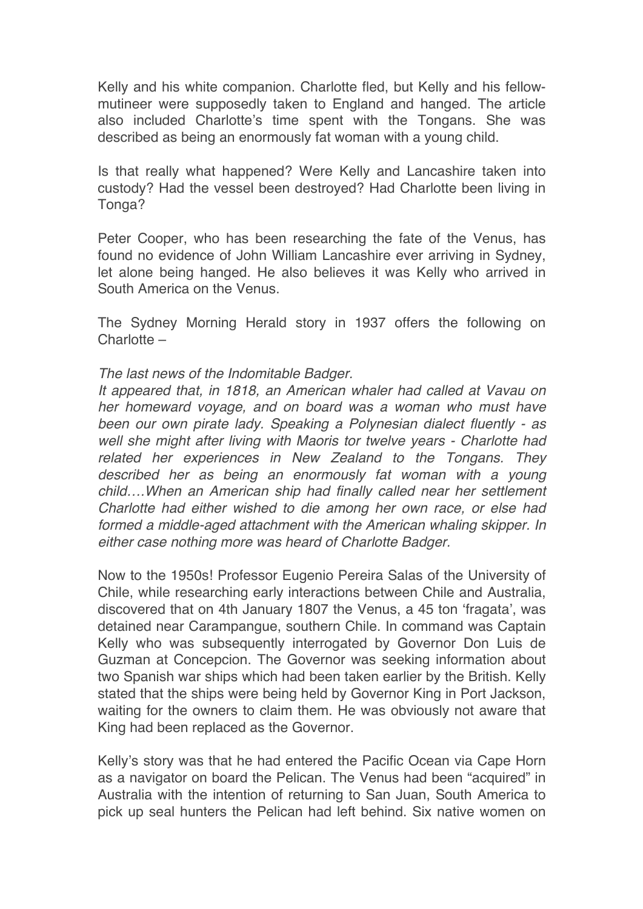Kelly and his white companion. Charlotte fled, but Kelly and his fellow-mutineer were supposedly taken to England and hanged. The article also included Charlotte's time spent with the Tongans. She was described as being an enormously fat woman with a young child.

Is that really what happened? Were Kelly and Lancashire taken into custody? Had the vessel been destroyed? Had Charlotte been living in Tonga?

Peter Cooper, who has been researching the fate of the Venus, has found no evidence of John William Lancashire ever arriving in Sydney, let alone being hanged. He also believes it was Kelly who arrived in South America on the Venus.

The Sydney Morning Herald story in 1937 offers the following on Charlotte –

*The last news of the Indomitable Badger.*
*It appeared that, in 1818, an American whaler had called at Vavau on her homeward voyage, and on board was a woman who must have been our own pirate lady. Speaking a Polynesian dialect fluently - as well she might after living with Maoris tor twelve years - Charlotte had related her experiences in New Zealand to the Tongans. They described her as being an enormously fat woman with a young child….When an American ship had finally called near her settlement Charlotte had either wished to die among her own race, or else had formed a middle-aged attachment with the American whaling skipper. In either case nothing more was heard of Charlotte Badger.*

Now to the 1950s! Professor Eugenio Pereira Salas of the University of Chile, while researching early interactions between Chile and Australia, discovered that on 4th January 1807 the Venus, a 45 ton 'fragata', was detained near Carampangue, southern Chile. In command was Captain Kelly who was subsequently interrogated by Governor Don Luis de Guzman at Concepcion. The Governor was seeking information about two Spanish war ships which had been taken earlier by the British. Kelly stated that the ships were being held by Governor King in Port Jackson, waiting for the owners to claim them. He was obviously not aware that King had been replaced as the Governor.

Kelly's story was that he had entered the Pacific Ocean via Cape Horn as a navigator on board the Pelican. The Venus had been "acquired" in Australia with the intention of returning to San Juan, South America to pick up seal hunters the Pelican had left behind. Six native women on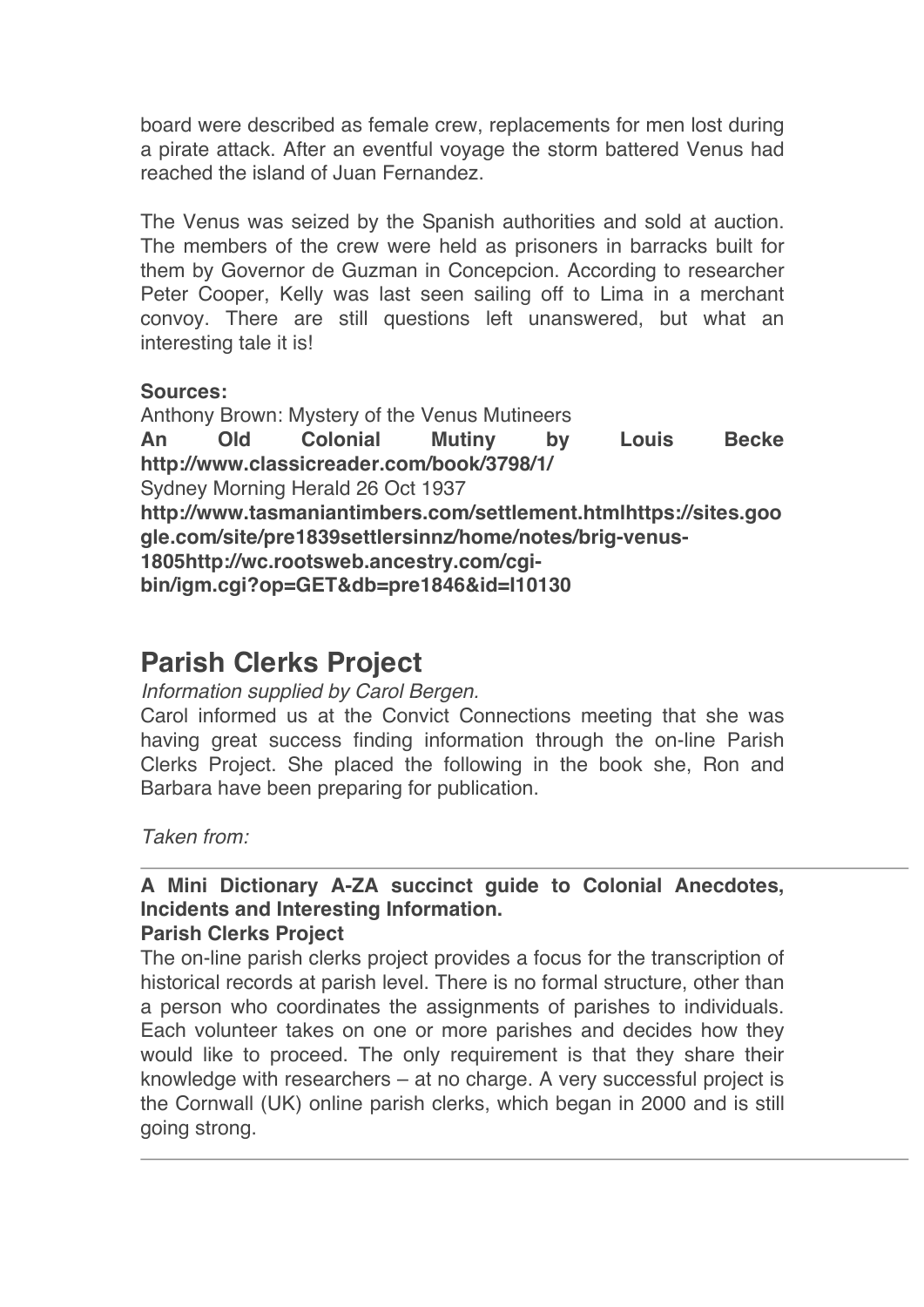board were described as female crew, replacements for men lost during a pirate attack. After an eventful voyage the storm battered Venus had reached the island of Juan Fernandez.

The Venus was seized by the Spanish authorities and sold at auction. The members of the crew were held as prisoners in barracks built for them by Governor de Guzman in Concepcion. According to researcher Peter Cooper, Kelly was last seen sailing off to Lima in a merchant convoy. There are still questions left unanswered, but what an interesting tale it is!

**Sources:**
Anthony Brown: Mystery of the Venus Mutineers
**An Old Colonial Mutiny by Louis Becke http://www.classicreader.com/book/3798/1/**
Sydney Morning Herald 26 Oct 1937
**http://www.tasmaniantimbers.com/settlement.htmlhttps://sites.google.com/site/pre1839settlersinnz/home/notes/brig-venus-1805http://wc.rootsweb.ancestry.com/cgi-bin/igm.cgi?op=GET&db=pre1846&id=I10130**

## Parish Clerks Project

*Information supplied by Carol Bergen.*

Carol informed us at the Convict Connections meeting that she was having great success finding information through the on-line Parish Clerks Project. She placed the following in the book she, Ron and Barbara have been preparing for publication.

*Taken from:*

---

**A Mini Dictionary A-ZA succinct guide to Colonial Anecdotes, Incidents and Interesting Information.**
**Parish Clerks Project**

The on-line parish clerks project provides a focus for the transcription of historical records at parish level. There is no formal structure, other than a person who coordinates the assignments of parishes to individuals. Each volunteer takes on one or more parishes and decides how they would like to proceed. The only requirement is that they share their knowledge with researchers – at no charge. A very successful project is the Cornwall (UK) online parish clerks, which began in 2000 and is still going strong.

---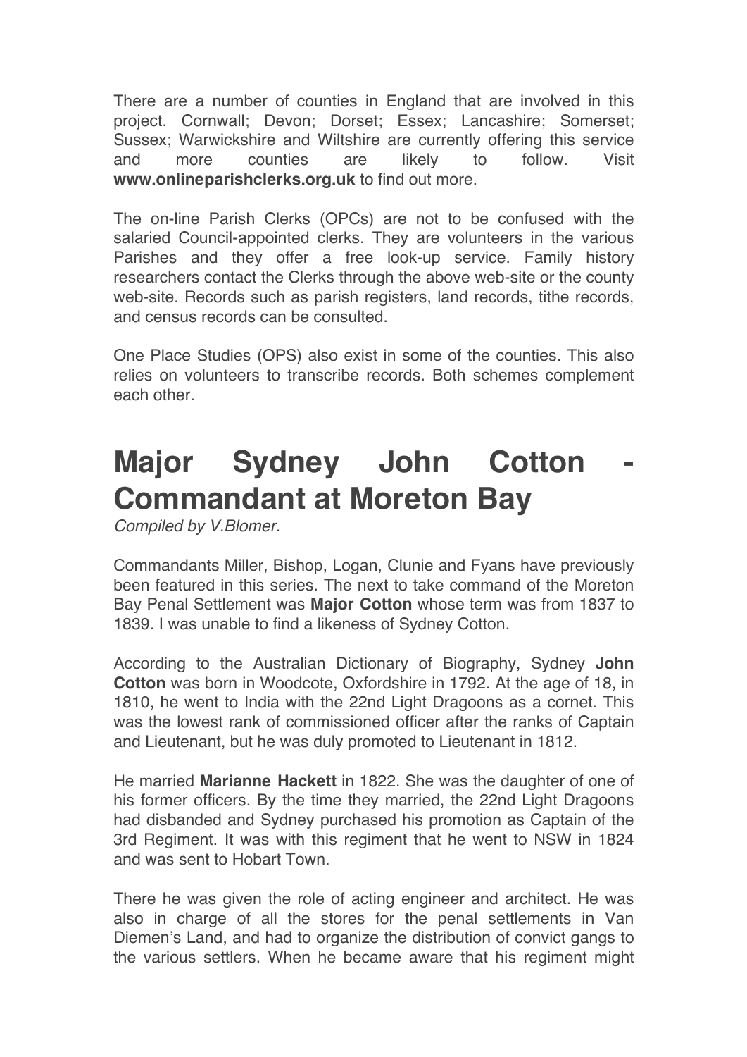There are a number of counties in England that are involved in this project. Cornwall; Devon; Dorset; Essex; Lancashire; Somerset; Sussex; Warwickshire and Wiltshire are currently offering this service and more counties are likely to follow. Visit **www.onlineparishclerks.org.uk** to find out more.

The on-line Parish Clerks (OPCs) are not to be confused with the salaried Council-appointed clerks. They are volunteers in the various Parishes and they offer a free look-up service. Family history researchers contact the Clerks through the above web-site or the county web-site. Records such as parish registers, land records, tithe records, and census records can be consulted.

One Place Studies (OPS) also exist in some of the counties. This also relies on volunteers to transcribe records. Both schemes complement each other.

# Major Sydney John Cotton - Commandant at Moreton Bay

*Compiled by V.Blomer.*

Commandants Miller, Bishop, Logan, Clunie and Fyans have previously been featured in this series. The next to take command of the Moreton Bay Penal Settlement was **Major Cotton** whose term was from 1837 to 1839. I was unable to find a likeness of Sydney Cotton.

According to the Australian Dictionary of Biography, Sydney **John Cotton** was born in Woodcote, Oxfordshire in 1792. At the age of 18, in 1810, he went to India with the 22nd Light Dragoons as a cornet. This was the lowest rank of commissioned officer after the ranks of Captain and Lieutenant, but he was duly promoted to Lieutenant in 1812.

He married **Marianne Hackett** in 1822. She was the daughter of one of his former officers. By the time they married, the 22nd Light Dragoons had disbanded and Sydney purchased his promotion as Captain of the 3rd Regiment. It was with this regiment that he went to NSW in 1824 and was sent to Hobart Town.

There he was given the role of acting engineer and architect. He was also in charge of all the stores for the penal settlements in Van Diemen's Land, and had to organize the distribution of convict gangs to the various settlers. When he became aware that his regiment might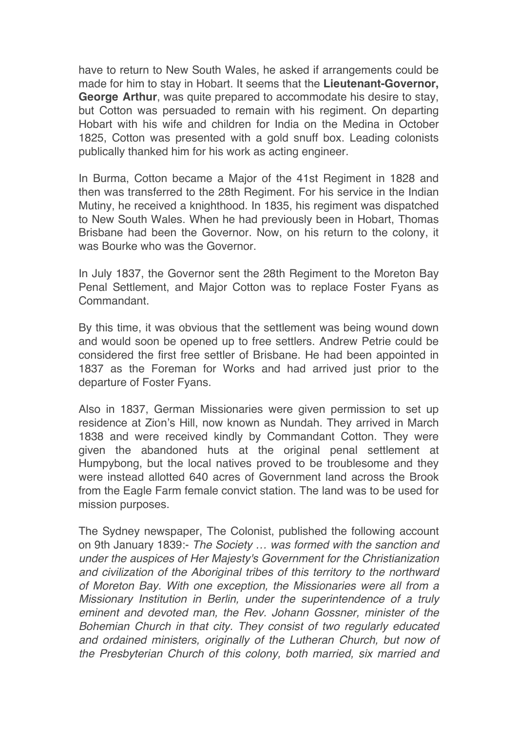have to return to New South Wales, he asked if arrangements could be made for him to stay in Hobart. It seems that the **Lieutenant-Governor, George Arthur**, was quite prepared to accommodate his desire to stay, but Cotton was persuaded to remain with his regiment. On departing Hobart with his wife and children for India on the Medina in October 1825, Cotton was presented with a gold snuff box. Leading colonists publically thanked him for his work as acting engineer.

In Burma, Cotton became a Major of the 41st Regiment in 1828 and then was transferred to the 28th Regiment. For his service in the Indian Mutiny, he received a knighthood. In 1835, his regiment was dispatched to New South Wales. When he had previously been in Hobart, Thomas Brisbane had been the Governor. Now, on his return to the colony, it was Bourke who was the Governor.

In July 1837, the Governor sent the 28th Regiment to the Moreton Bay Penal Settlement, and Major Cotton was to replace Foster Fyans as Commandant.

By this time, it was obvious that the settlement was being wound down and would soon be opened up to free settlers. Andrew Petrie could be considered the first free settler of Brisbane. He had been appointed in 1837 as the Foreman for Works and had arrived just prior to the departure of Foster Fyans.

Also in 1837, German Missionaries were given permission to set up residence at Zion's Hill, now known as Nundah. They arrived in March 1838 and were received kindly by Commandant Cotton. They were given the abandoned huts at the original penal settlement at Humpybong, but the local natives proved to be troublesome and they were instead allotted 640 acres of Government land across the Brook from the Eagle Farm female convict station. The land was to be used for mission purposes.

The Sydney newspaper, The Colonist, published the following account on 9th January 1839:- *The Society … was formed with the sanction and under the auspices of Her Majesty's Government for the Christianization and civilization of the Aboriginal tribes of this territory to the northward of Moreton Bay. With one exception, the Missionaries were all from a Missionary Institution in Berlin, under the superintendence of a truly eminent and devoted man, the Rev. Johann Gossner, minister of the Bohemian Church in that city. They consist of two regularly educated and ordained ministers, originally of the Lutheran Church, but now of the Presbyterian Church of this colony, both married, six married and*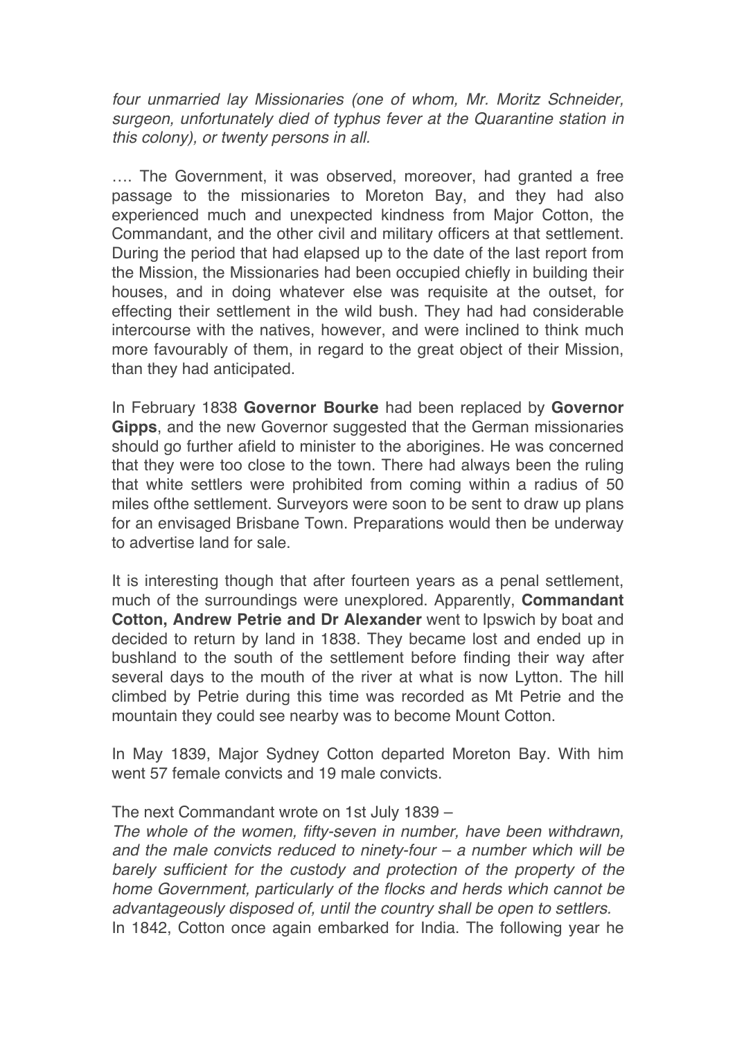*four unmarried lay Missionaries (one of whom, Mr. Moritz Schneider, surgeon, unfortunately died of typhus fever at the Quarantine station in this colony), or twenty persons in all.*

…. The Government, it was observed, moreover, had granted a free passage to the missionaries to Moreton Bay, and they had also experienced much and unexpected kindness from Major Cotton, the Commandant, and the other civil and military officers at that settlement. During the period that had elapsed up to the date of the last report from the Mission, the Missionaries had been occupied chiefly in building their houses, and in doing whatever else was requisite at the outset, for effecting their settlement in the wild bush. They had had considerable intercourse with the natives, however, and were inclined to think much more favourably of them, in regard to the great object of their Mission, than they had anticipated.

In February 1838 **Governor Bourke** had been replaced by **Governor Gipps**, and the new Governor suggested that the German missionaries should go further afield to minister to the aborigines. He was concerned that they were too close to the town. There had always been the ruling that white settlers were prohibited from coming within a radius of 50 miles ofthe settlement. Surveyors were soon to be sent to draw up plans for an envisaged Brisbane Town. Preparations would then be underway to advertise land for sale.

It is interesting though that after fourteen years as a penal settlement, much of the surroundings were unexplored. Apparently, **Commandant Cotton, Andrew Petrie and Dr Alexander** went to Ipswich by boat and decided to return by land in 1838. They became lost and ended up in bushland to the south of the settlement before finding their way after several days to the mouth of the river at what is now Lytton. The hill climbed by Petrie during this time was recorded as Mt Petrie and the mountain they could see nearby was to become Mount Cotton.

In May 1839, Major Sydney Cotton departed Moreton Bay. With him went 57 female convicts and 19 male convicts.

The next Commandant wrote on 1st July 1839 –
*The whole of the women, fifty-seven in number, have been withdrawn, and the male convicts reduced to ninety-four – a number which will be barely sufficient for the custody and protection of the property of the home Government, particularly of the flocks and herds which cannot be advantageously disposed of, until the country shall be open to settlers.*
In 1842, Cotton once again embarked for India. The following year he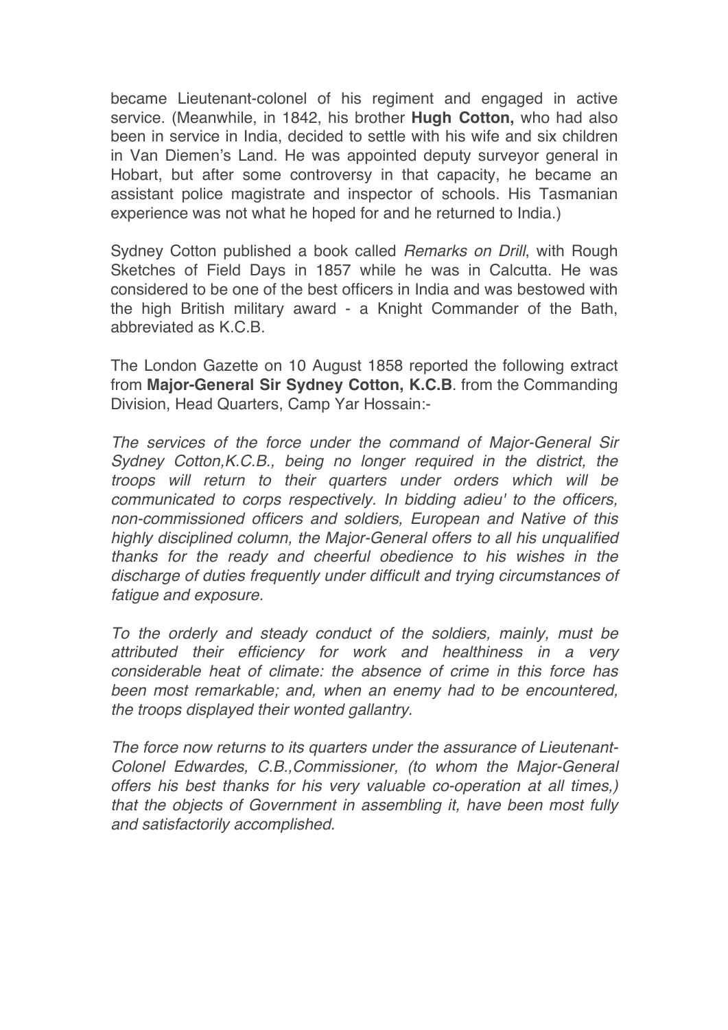became Lieutenant-colonel of his regiment and engaged in active service. (Meanwhile, in 1842, his brother **Hugh Cotton,** who had also been in service in India, decided to settle with his wife and six children in Van Diemen's Land. He was appointed deputy surveyor general in Hobart, but after some controversy in that capacity, he became an assistant police magistrate and inspector of schools. His Tasmanian experience was not what he hoped for and he returned to India.)

Sydney Cotton published a book called *Remarks on Drill*, with Rough Sketches of Field Days in 1857 while he was in Calcutta. He was considered to be one of the best officers in India and was bestowed with the high British military award - a Knight Commander of the Bath, abbreviated as K.C.B.

The London Gazette on 10 August 1858 reported the following extract from **Major-General Sir Sydney Cotton, K.C.B**. from the Commanding Division, Head Quarters, Camp Yar Hossain:-

*The services of the force under the command of Major-General Sir Sydney Cotton,K.C.B., being no longer required in the district, the troops will return to their quarters under orders which will be communicated to corps respectively. In bidding adieu' to the officers, non-commissioned officers and soldiers, European and Native of this highly disciplined column, the Major-General offers to all his unqualified thanks for the ready and cheerful obedience to his wishes in the discharge of duties frequently under difficult and trying circumstances of fatigue and exposure.*

*To the orderly and steady conduct of the soldiers, mainly, must be attributed their efficiency for work and healthiness in a very considerable heat of climate: the absence of crime in this force has been most remarkable; and, when an enemy had to be encountered, the troops displayed their wonted gallantry.*

*The force now returns to its quarters under the assurance of Lieutenant-Colonel Edwardes, C.B.,Commissioner, (to whom the Major-General offers his best thanks for his very valuable co-operation at all times,) that the objects of Government in assembling it, have been most fully and satisfactorily accomplished.*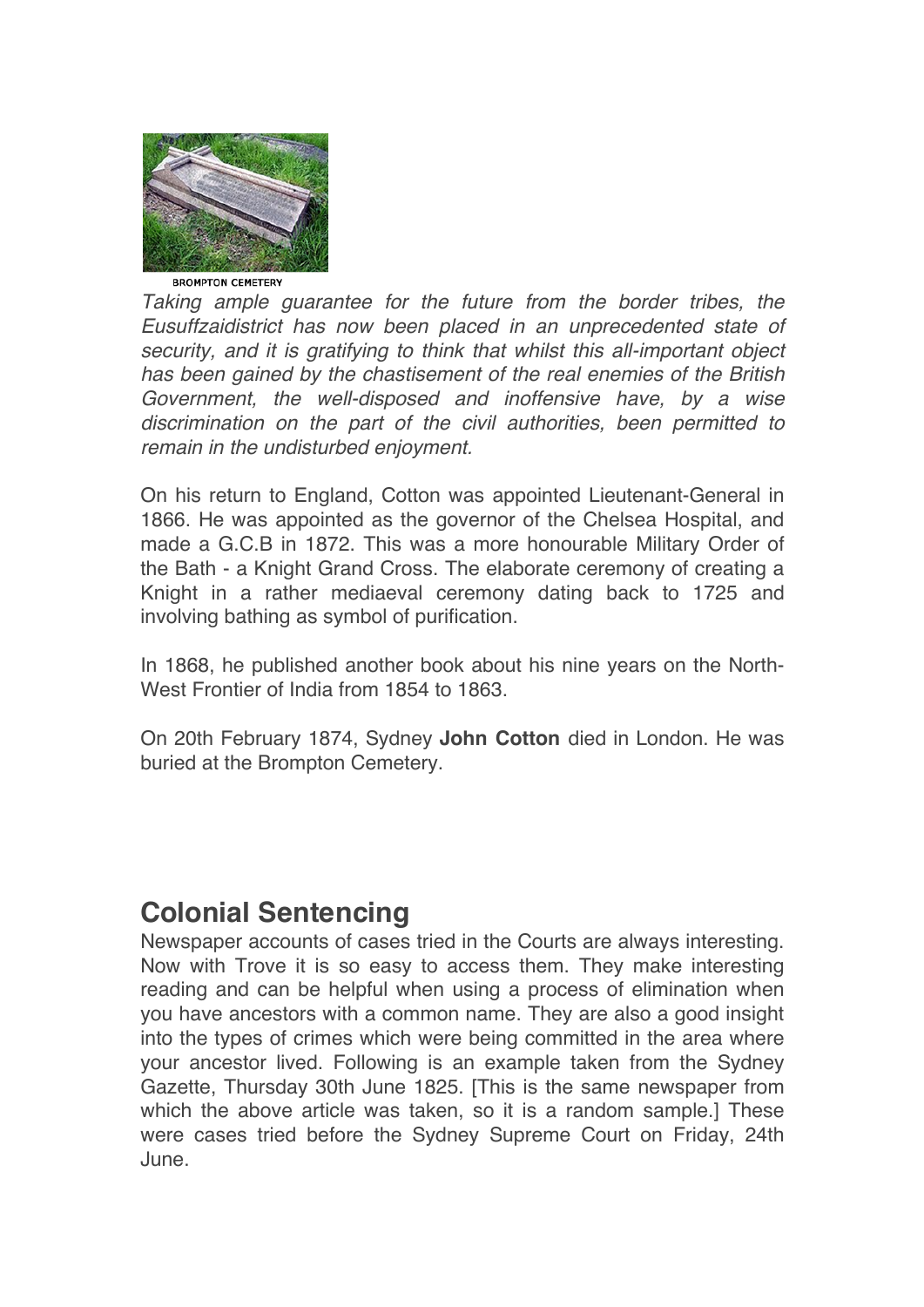BROMPTON CEMETERY

*Taking ample guarantee for the future from the border tribes, the Eusuffzaidistrict has now been placed in an unprecedented state of security, and it is gratifying to think that whilst this all-important object has been gained by the chastisement of the real enemies of the British Government, the well-disposed and inoffensive have, by a wise discrimination on the part of the civil authorities, been permitted to remain in the undisturbed enjoyment.*

On his return to England, Cotton was appointed Lieutenant-General in 1866. He was appointed as the governor of the Chelsea Hospital, and made a G.C.B in 1872. This was a more honourable Military Order of the Bath - a Knight Grand Cross. The elaborate ceremony of creating a Knight in a rather mediaeval ceremony dating back to 1725 and involving bathing as symbol of purification.

In 1868, he published another book about his nine years on the North-West Frontier of India from 1854 to 1863.

On 20th February 1874, Sydney **John Cotton** died in London. He was buried at the Brompton Cemetery.

## Colonial Sentencing

Newspaper accounts of cases tried in the Courts are always interesting. Now with Trove it is so easy to access them. They make interesting reading and can be helpful when using a process of elimination when you have ancestors with a common name. They are also a good insight into the types of crimes which were being committed in the area where your ancestor lived. Following is an example taken from the Sydney Gazette, Thursday 30th June 1825. [This is the same newspaper from which the above article was taken, so it is a random sample.] These were cases tried before the Sydney Supreme Court on Friday, 24th June.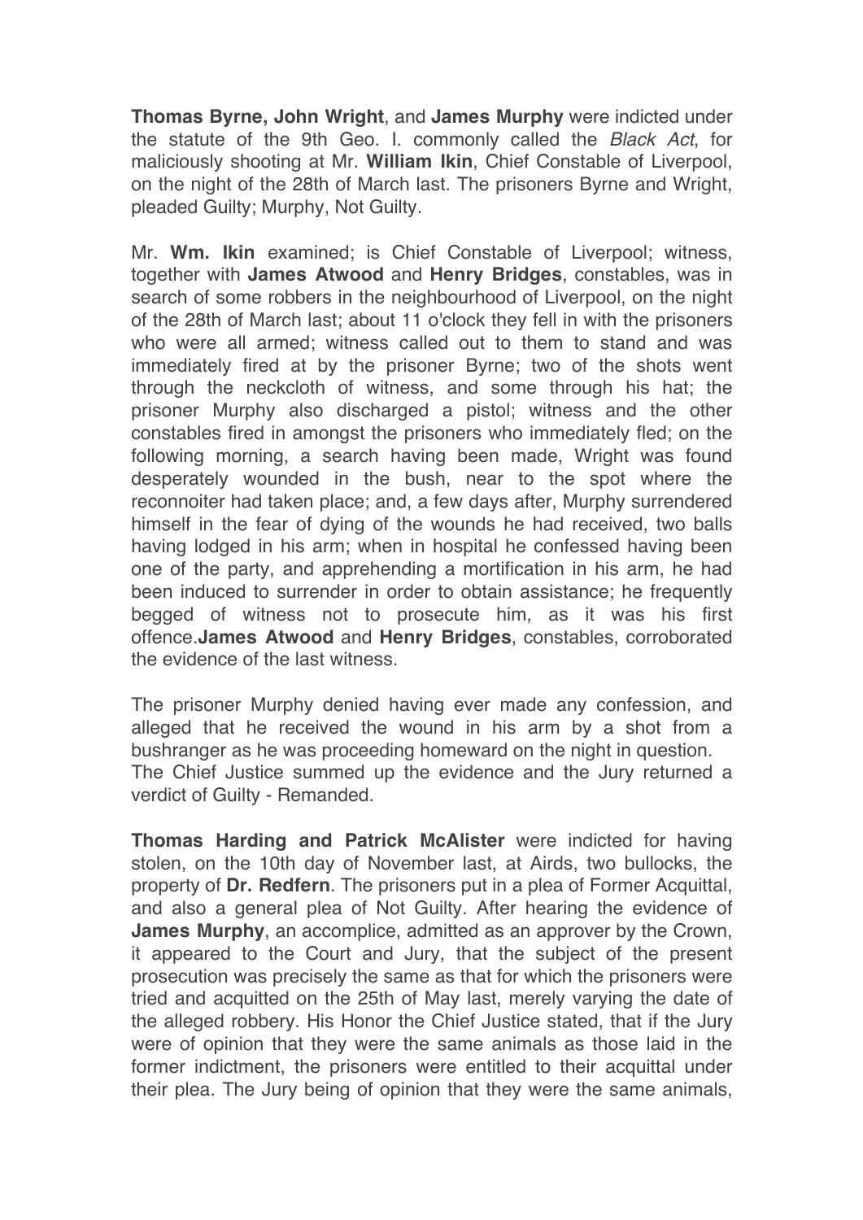**Thomas Byrne, John Wright**, and **James Murphy** were indicted under the statute of the 9th Geo. I. commonly called the *Black Act*, for maliciously shooting at Mr. **William Ikin**, Chief Constable of Liverpool, on the night of the 28th of March last. The prisoners Byrne and Wright, pleaded Guilty; Murphy, Not Guilty.

Mr. **Wm. Ikin** examined; is Chief Constable of Liverpool; witness, together with **James Atwood** and **Henry Bridges**, constables, was in search of some robbers in the neighbourhood of Liverpool, on the night of the 28th of March last; about 11 o'clock they fell in with the prisoners who were all armed; witness called out to them to stand and was immediately fired at by the prisoner Byrne; two of the shots went through the neckcloth of witness, and some through his hat; the prisoner Murphy also discharged a pistol; witness and the other constables fired in amongst the prisoners who immediately fled; on the following morning, a search having been made, Wright was found desperately wounded in the bush, near to the spot where the reconnoiter had taken place; and, a few days after, Murphy surrendered himself in the fear of dying of the wounds he had received, two balls having lodged in his arm; when in hospital he confessed having been one of the party, and apprehending a mortification in his arm, he had been induced to surrender in order to obtain assistance; he frequently begged of witness not to prosecute him, as it was his first offence.**James Atwood** and **Henry Bridges**, constables, corroborated the evidence of the last witness.

The prisoner Murphy denied having ever made any confession, and alleged that he received the wound in his arm by a shot from a bushranger as he was proceeding homeward on the night in question.
The Chief Justice summed up the evidence and the Jury returned a verdict of Guilty - Remanded.

**Thomas Harding and Patrick McAlister** were indicted for having stolen, on the 10th day of November last, at Airds, two bullocks, the property of **Dr. Redfern**. The prisoners put in a plea of Former Acquittal, and also a general plea of Not Guilty. After hearing the evidence of **James Murphy**, an accomplice, admitted as an approver by the Crown, it appeared to the Court and Jury, that the subject of the present prosecution was precisely the same as that for which the prisoners were tried and acquitted on the 25th of May last, merely varying the date of the alleged robbery. His Honor the Chief Justice stated, that if the Jury were of opinion that they were the same animals as those laid in the former indictment, the prisoners were entitled to their acquittal under their plea. The Jury being of opinion that they were the same animals,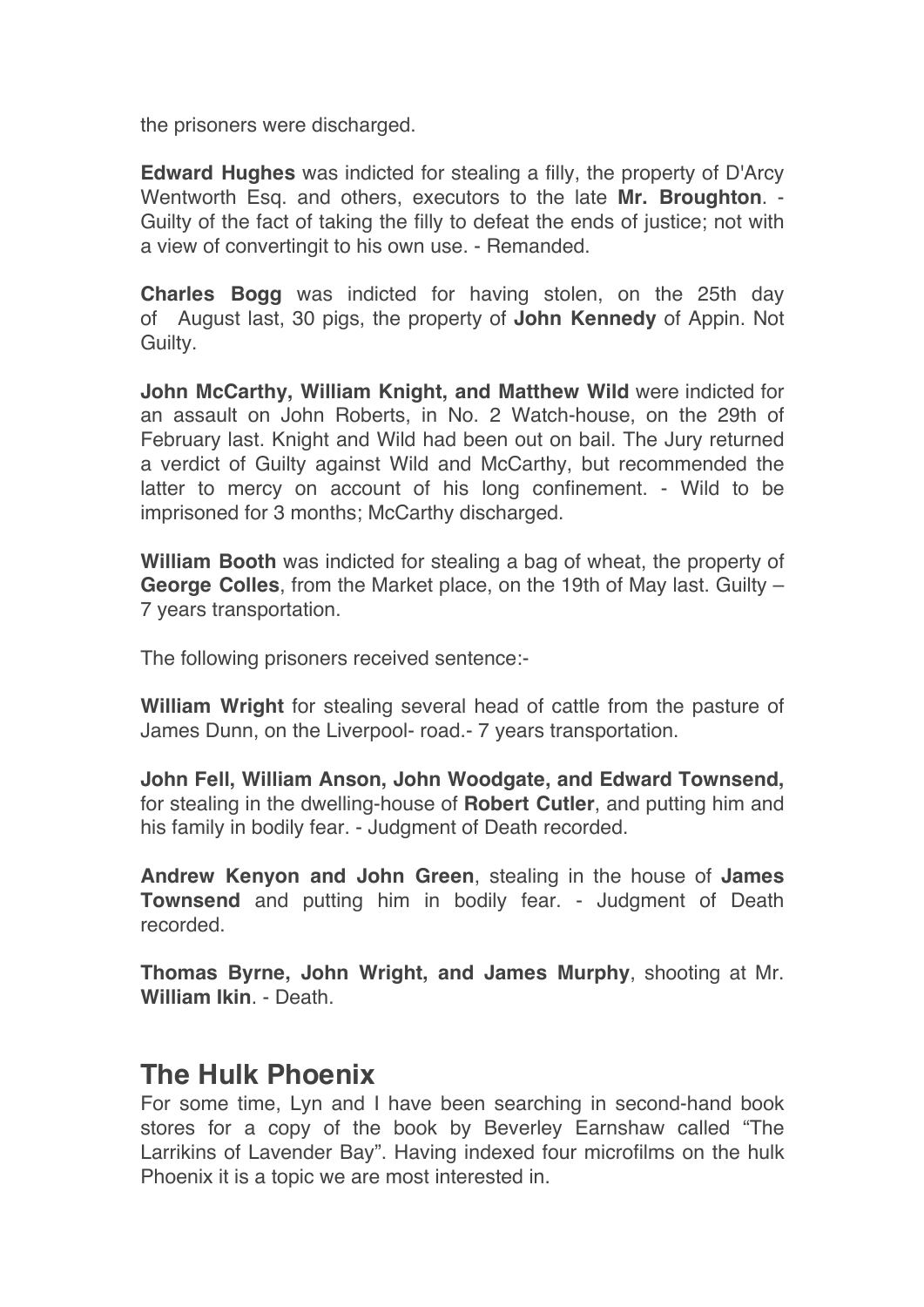the prisoners were discharged.

**Edward Hughes** was indicted for stealing a filly, the property of D'Arcy Wentworth Esq. and others, executors to the late **Mr. Broughton**. - Guilty of the fact of taking the filly to defeat the ends of justice; not with a view of convertingit to his own use. - Remanded.

**Charles Bogg** was indicted for having stolen, on the 25th day of August last, 30 pigs, the property of **John Kennedy** of Appin. Not Guilty.

**John McCarthy, William Knight, and Matthew Wild** were indicted for an assault on John Roberts, in No. 2 Watch-house, on the 29th of February last. Knight and Wild had been out on bail. The Jury returned a verdict of Guilty against Wild and McCarthy, but recommended the latter to mercy on account of his long confinement. - Wild to be imprisoned for 3 months; McCarthy discharged.

**William Booth** was indicted for stealing a bag of wheat, the property of **George Colles**, from the Market place, on the 19th of May last. Guilty – 7 years transportation.

The following prisoners received sentence:-

**William Wright** for stealing several head of cattle from the pasture of James Dunn, on the Liverpool- road.- 7 years transportation.

**John Fell, William Anson, John Woodgate, and Edward Townsend,** for stealing in the dwelling-house of **Robert Cutler**, and putting him and his family in bodily fear. - Judgment of Death recorded.

**Andrew Kenyon and John Green**, stealing in the house of **James Townsend** and putting him in bodily fear. - Judgment of Death recorded.

**Thomas Byrne, John Wright, and James Murphy**, shooting at Mr. **William Ikin**. - Death.

## The Hulk Phoenix

For some time, Lyn and I have been searching in second-hand book stores for a copy of the book by Beverley Earnshaw called "The Larrikins of Lavender Bay". Having indexed four microfilms on the hulk Phoenix it is a topic we are most interested in.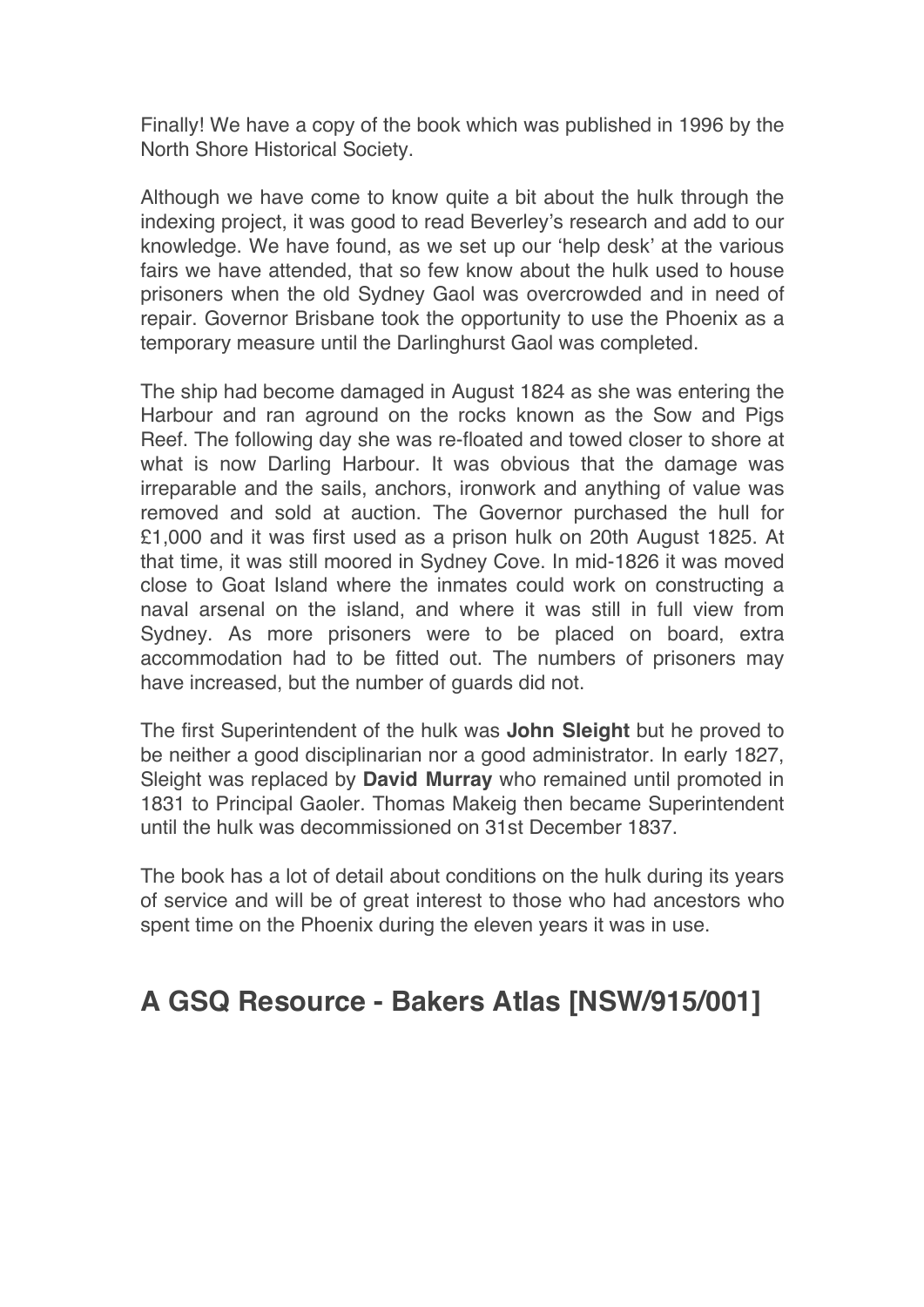Finally! We have a copy of the book which was published in 1996 by the North Shore Historical Society.

Although we have come to know quite a bit about the hulk through the indexing project, it was good to read Beverley's research and add to our knowledge. We have found, as we set up our 'help desk' at the various fairs we have attended, that so few know about the hulk used to house prisoners when the old Sydney Gaol was overcrowded and in need of repair. Governor Brisbane took the opportunity to use the Phoenix as a temporary measure until the Darlinghurst Gaol was completed.

The ship had become damaged in August 1824 as she was entering the Harbour and ran aground on the rocks known as the Sow and Pigs Reef. The following day she was re-floated and towed closer to shore at what is now Darling Harbour. It was obvious that the damage was irreparable and the sails, anchors, ironwork and anything of value was removed and sold at auction. The Governor purchased the hull for £1,000 and it was first used as a prison hulk on 20th August 1825. At that time, it was still moored in Sydney Cove. In mid-1826 it was moved close to Goat Island where the inmates could work on constructing a naval arsenal on the island, and where it was still in full view from Sydney. As more prisoners were to be placed on board, extra accommodation had to be fitted out. The numbers of prisoners may have increased, but the number of guards did not.

The first Superintendent of the hulk was **John Sleight** but he proved to be neither a good disciplinarian nor a good administrator. In early 1827, Sleight was replaced by **David Murray** who remained until promoted in 1831 to Principal Gaoler. Thomas Makeig then became Superintendent until the hulk was decommissioned on 31st December 1837.

The book has a lot of detail about conditions on the hulk during its years of service and will be of great interest to those who had ancestors who spent time on the Phoenix during the eleven years it was in use.

## A GSQ Resource - Bakers Atlas [NSW/915/001]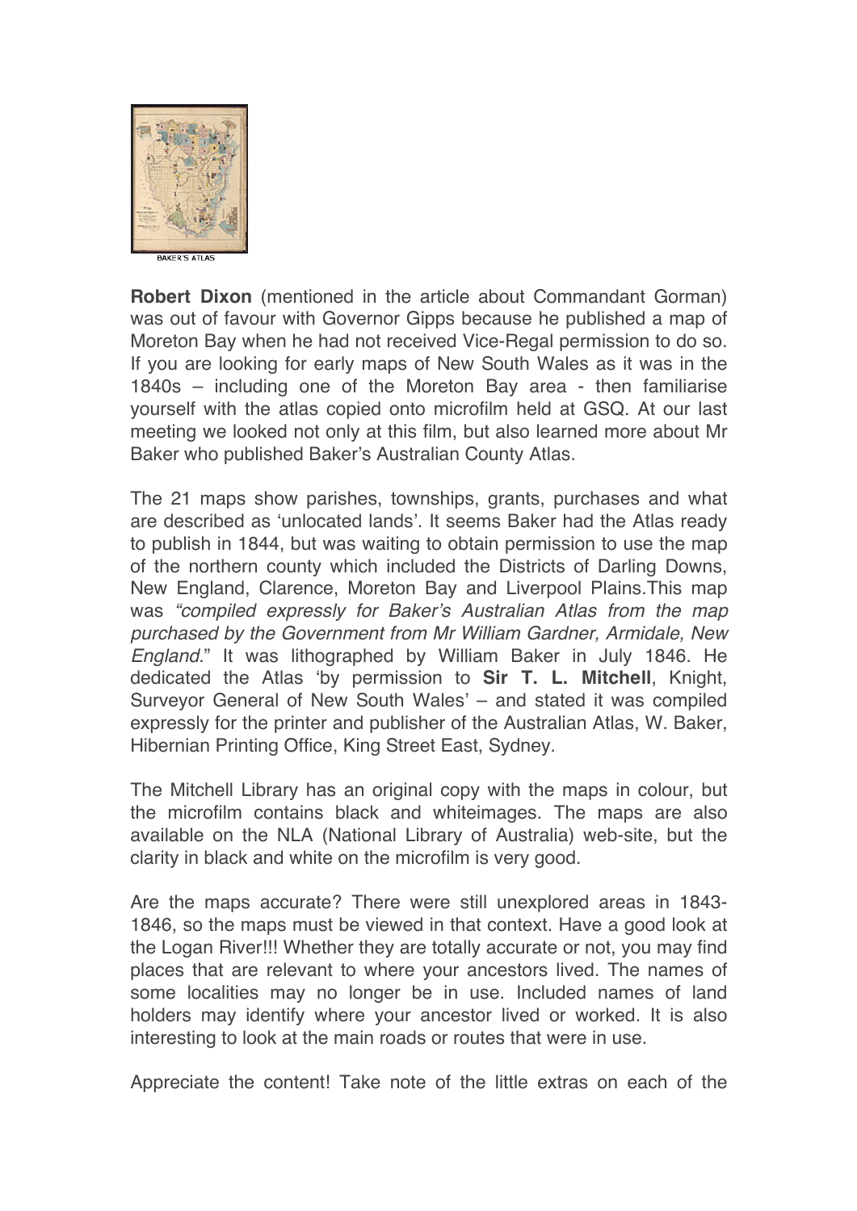BAKER'S ATLAS

**Robert Dixon** (mentioned in the article about Commandant Gorman) was out of favour with Governor Gipps because he published a map of Moreton Bay when he had not received Vice-Regal permission to do so. If you are looking for early maps of New South Wales as it was in the 1840s – including one of the Moreton Bay area - then familiarise yourself with the atlas copied onto microfilm held at GSQ. At our last meeting we looked not only at this film, but also learned more about Mr Baker who published Baker's Australian County Atlas.

The 21 maps show parishes, townships, grants, purchases and what are described as 'unlocated lands'. It seems Baker had the Atlas ready to publish in 1844, but was waiting to obtain permission to use the map of the northern county which included the Districts of Darling Downs, New England, Clarence, Moreton Bay and Liverpool Plains.This map was *"compiled expressly for Baker's Australian Atlas from the map purchased by the Government from Mr William Gardner, Armidale, New England.*" It was lithographed by William Baker in July 1846. He dedicated the Atlas 'by permission to **Sir T. L. Mitchell**, Knight, Surveyor General of New South Wales' – and stated it was compiled expressly for the printer and publisher of the Australian Atlas, W. Baker, Hibernian Printing Office, King Street East, Sydney.

The Mitchell Library has an original copy with the maps in colour, but the microfilm contains black and whiteimages. The maps are also available on the NLA (National Library of Australia) web-site, but the clarity in black and white on the microfilm is very good.

Are the maps accurate? There were still unexplored areas in 1843-1846, so the maps must be viewed in that context. Have a good look at the Logan River!!! Whether they are totally accurate or not, you may find places that are relevant to where your ancestors lived. The names of some localities may no longer be in use. Included names of land holders may identify where your ancestor lived or worked. It is also interesting to look at the main roads or routes that were in use.

Appreciate the content! Take note of the little extras on each of the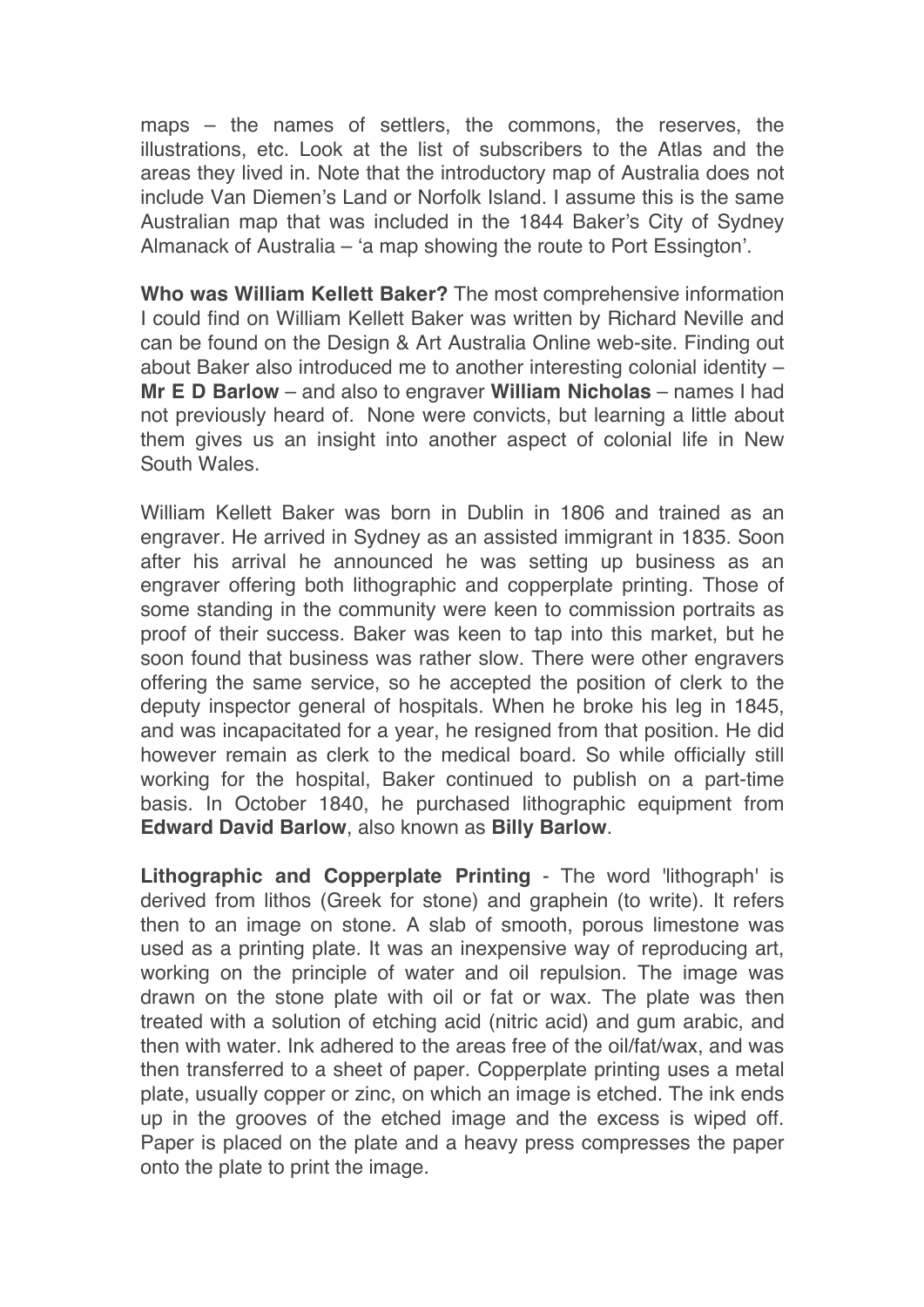maps – the names of settlers, the commons, the reserves, the illustrations, etc. Look at the list of subscribers to the Atlas and the areas they lived in. Note that the introductory map of Australia does not include Van Diemen's Land or Norfolk Island. I assume this is the same Australian map that was included in the 1844 Baker's City of Sydney Almanack of Australia – 'a map showing the route to Port Essington'.

**Who was William Kellett Baker?** The most comprehensive information I could find on William Kellett Baker was written by Richard Neville and can be found on the Design & Art Australia Online web-site. Finding out about Baker also introduced me to another interesting colonial identity – **Mr E D Barlow** – and also to engraver **William Nicholas** – names I had not previously heard of. None were convicts, but learning a little about them gives us an insight into another aspect of colonial life in New South Wales.

William Kellett Baker was born in Dublin in 1806 and trained as an engraver. He arrived in Sydney as an assisted immigrant in 1835. Soon after his arrival he announced he was setting up business as an engraver offering both lithographic and copperplate printing. Those of some standing in the community were keen to commission portraits as proof of their success. Baker was keen to tap into this market, but he soon found that business was rather slow. There were other engravers offering the same service, so he accepted the position of clerk to the deputy inspector general of hospitals. When he broke his leg in 1845, and was incapacitated for a year, he resigned from that position. He did however remain as clerk to the medical board. So while officially still working for the hospital, Baker continued to publish on a part-time basis. In October 1840, he purchased lithographic equipment from **Edward David Barlow**, also known as **Billy Barlow**.

**Lithographic and Copperplate Printing** - The word 'lithograph' is derived from lithos (Greek for stone) and graphein (to write). It refers then to an image on stone. A slab of smooth, porous limestone was used as a printing plate. It was an inexpensive way of reproducing art, working on the principle of water and oil repulsion. The image was drawn on the stone plate with oil or fat or wax. The plate was then treated with a solution of etching acid (nitric acid) and gum arabic, and then with water. Ink adhered to the areas free of the oil/fat/wax, and was then transferred to a sheet of paper. Copperplate printing uses a metal plate, usually copper or zinc, on which an image is etched. The ink ends up in the grooves of the etched image and the excess is wiped off. Paper is placed on the plate and a heavy press compresses the paper onto the plate to print the image.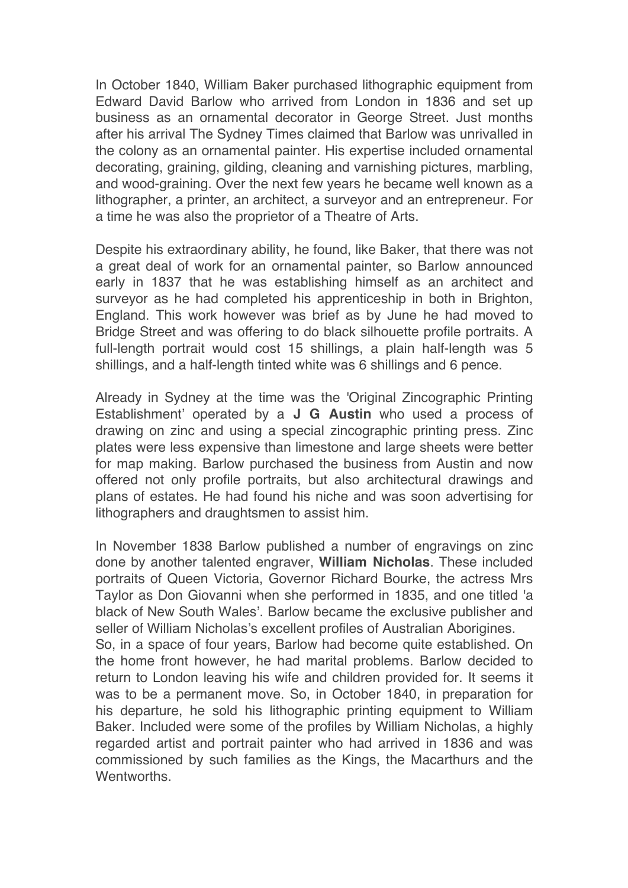In October 1840, William Baker purchased lithographic equipment from Edward David Barlow who arrived from London in 1836 and set up business as an ornamental decorator in George Street. Just months after his arrival The Sydney Times claimed that Barlow was unrivalled in the colony as an ornamental painter. His expertise included ornamental decorating, graining, gilding, cleaning and varnishing pictures, marbling, and wood-graining. Over the next few years he became well known as a lithographer, a printer, an architect, a surveyor and an entrepreneur. For a time he was also the proprietor of a Theatre of Arts.

Despite his extraordinary ability, he found, like Baker, that there was not a great deal of work for an ornamental painter, so Barlow announced early in 1837 that he was establishing himself as an architect and surveyor as he had completed his apprenticeship in both in Brighton, England. This work however was brief as by June he had moved to Bridge Street and was offering to do black silhouette profile portraits. A full-length portrait would cost 15 shillings, a plain half-length was 5 shillings, and a half-length tinted white was 6 shillings and 6 pence.

Already in Sydney at the time was the 'Original Zincographic Printing Establishment' operated by a **J G Austin** who used a process of drawing on zinc and using a special zincographic printing press. Zinc plates were less expensive than limestone and large sheets were better for map making. Barlow purchased the business from Austin and now offered not only profile portraits, but also architectural drawings and plans of estates. He had found his niche and was soon advertising for lithographers and draughtsmen to assist him.

In November 1838 Barlow published a number of engravings on zinc done by another talented engraver, **William Nicholas**. These included portraits of Queen Victoria, Governor Richard Bourke, the actress Mrs Taylor as Don Giovanni when she performed in 1835, and one titled 'a black of New South Wales'. Barlow became the exclusive publisher and seller of William Nicholas's excellent profiles of Australian Aborigines.
So, in a space of four years, Barlow had become quite established. On the home front however, he had marital problems. Barlow decided to return to London leaving his wife and children provided for. It seems it was to be a permanent move. So, in October 1840, in preparation for his departure, he sold his lithographic printing equipment to William Baker. Included were some of the profiles by William Nicholas, a highly regarded artist and portrait painter who had arrived in 1836 and was commissioned by such families as the Kings, the Macarthurs and the Wentworths.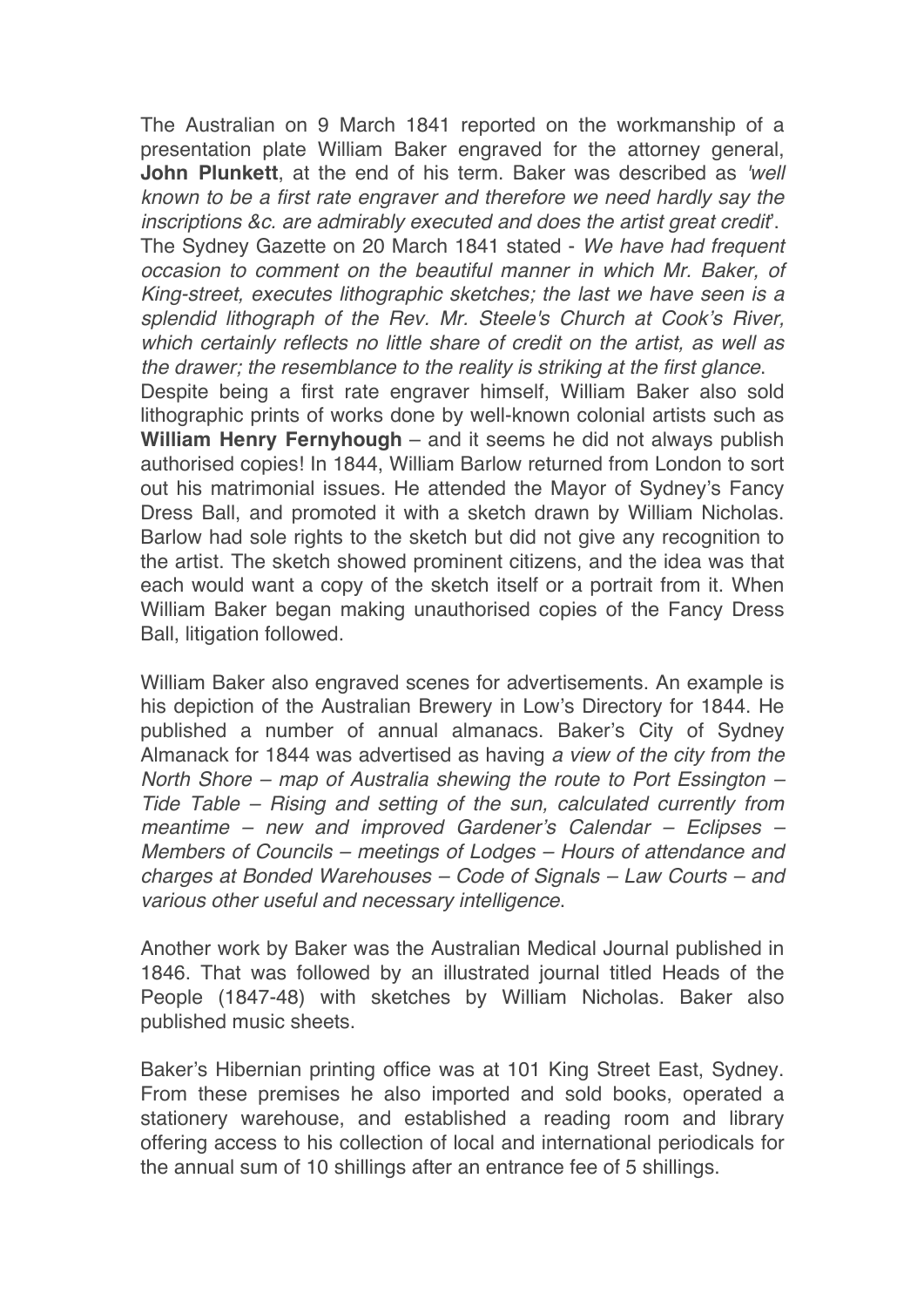The Australian on 9 March 1841 reported on the workmanship of a presentation plate William Baker engraved for the attorney general, **John Plunkett**, at the end of his term. Baker was described as *'well known to be a first rate engraver and therefore we need hardly say the inscriptions &c. are admirably executed and does the artist great credit*'. The Sydney Gazette on 20 March 1841 stated - *We have had frequent occasion to comment on the beautiful manner in which Mr. Baker, of King-street, executes lithographic sketches; the last we have seen is a splendid lithograph of the Rev. Mr. Steele's Church at Cook's River, which certainly reflects no little share of credit on the artist, as well as the drawer; the resemblance to the reality is striking at the first glance.* Despite being a first rate engraver himself, William Baker also sold lithographic prints of works done by well-known colonial artists such as **William Henry Fernyhough** – and it seems he did not always publish authorised copies! In 1844, William Barlow returned from London to sort out his matrimonial issues. He attended the Mayor of Sydney's Fancy Dress Ball, and promoted it with a sketch drawn by William Nicholas. Barlow had sole rights to the sketch but did not give any recognition to the artist. The sketch showed prominent citizens, and the idea was that each would want a copy of the sketch itself or a portrait from it. When William Baker began making unauthorised copies of the Fancy Dress Ball, litigation followed.

William Baker also engraved scenes for advertisements. An example is his depiction of the Australian Brewery in Low's Directory for 1844. He published a number of annual almanacs. Baker's City of Sydney Almanack for 1844 was advertised as having *a view of the city from the North Shore – map of Australia shewing the route to Port Essington – Tide Table – Rising and setting of the sun, calculated currently from meantime – new and improved Gardener's Calendar – Eclipses – Members of Councils – meetings of Lodges – Hours of attendance and charges at Bonded Warehouses – Code of Signals – Law Courts – and various other useful and necessary intelligence*.

Another work by Baker was the Australian Medical Journal published in 1846. That was followed by an illustrated journal titled Heads of the People (1847-48) with sketches by William Nicholas. Baker also published music sheets.

Baker's Hibernian printing office was at 101 King Street East, Sydney. From these premises he also imported and sold books, operated a stationery warehouse, and established a reading room and library offering access to his collection of local and international periodicals for the annual sum of 10 shillings after an entrance fee of 5 shillings.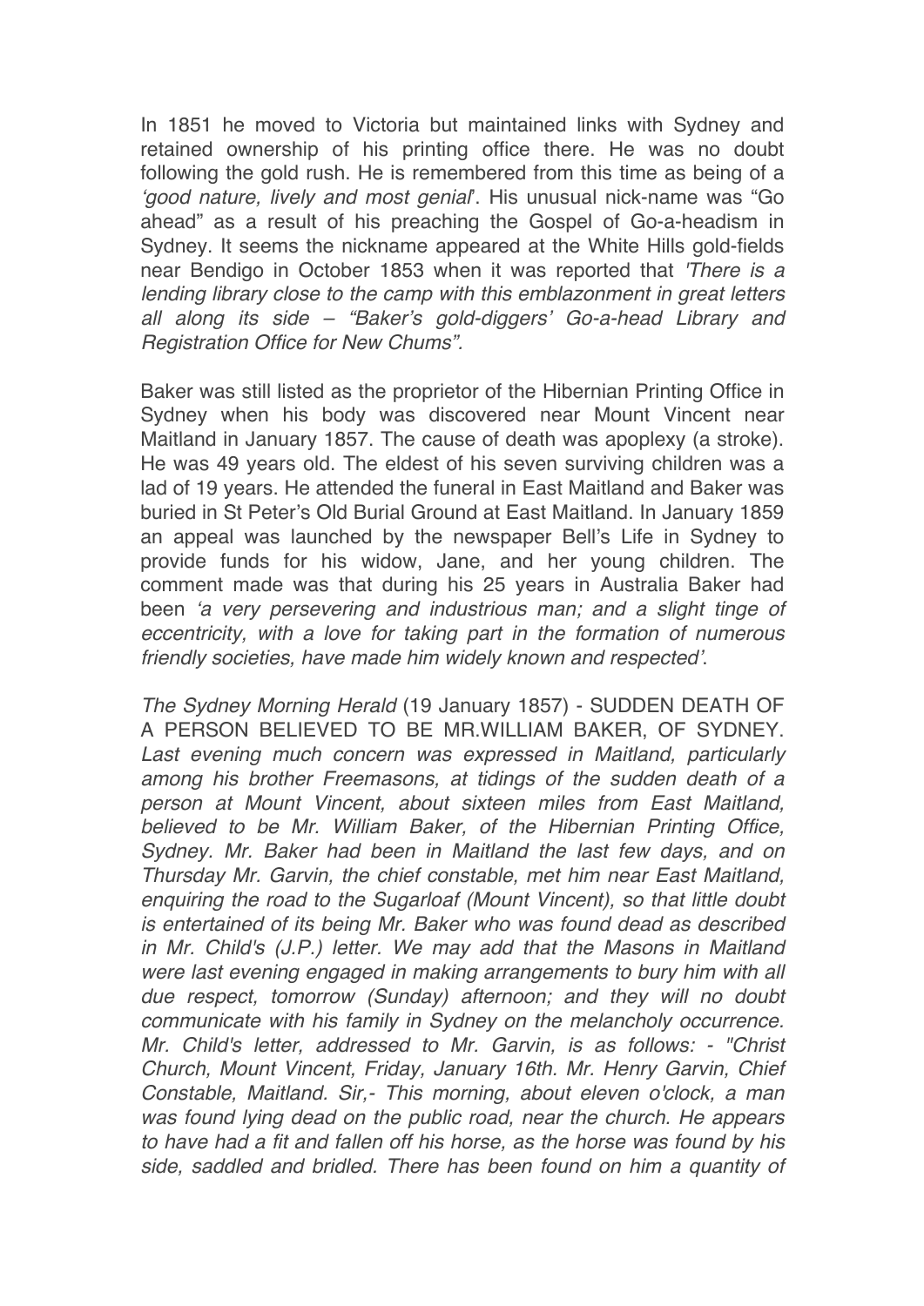In 1851 he moved to Victoria but maintained links with Sydney and retained ownership of his printing office there. He was no doubt following the gold rush. He is remembered from this time as being of a *'good nature, lively and most genial*'. His unusual nick-name was "Go ahead" as a result of his preaching the Gospel of Go-a-headism in Sydney. It seems the nickname appeared at the White Hills gold-fields near Bendigo in October 1853 when it was reported that *'There is a lending library close to the camp with this emblazonment in great letters all along its side – "Baker's gold-diggers' Go-a-head Library and Registration Office for New Chums".*

Baker was still listed as the proprietor of the Hibernian Printing Office in Sydney when his body was discovered near Mount Vincent near Maitland in January 1857. The cause of death was apoplexy (a stroke). He was 49 years old. The eldest of his seven surviving children was a lad of 19 years. He attended the funeral in East Maitland and Baker was buried in St Peter's Old Burial Ground at East Maitland. In January 1859 an appeal was launched by the newspaper Bell's Life in Sydney to provide funds for his widow, Jane, and her young children. The comment made was that during his 25 years in Australia Baker had been *'a very persevering and industrious man; and a slight tinge of eccentricity, with a love for taking part in the formation of numerous friendly societies, have made him widely known and respected'*.

*The Sydney Morning Herald* (19 January 1857) - SUDDEN DEATH OF A PERSON BELIEVED TO BE MR.WILLIAM BAKER, OF SYDNEY. *Last evening much concern was expressed in Maitland, particularly among his brother Freemasons, at tidings of the sudden death of a person at Mount Vincent, about sixteen miles from East Maitland, believed to be Mr. William Baker, of the Hibernian Printing Office, Sydney. Mr. Baker had been in Maitland the last few days, and on Thursday Mr. Garvin, the chief constable, met him near East Maitland, enquiring the road to the Sugarloaf (Mount Vincent), so that little doubt is entertained of its being Mr. Baker who was found dead as described in Mr. Child's (J.P.) letter. We may add that the Masons in Maitland were last evening engaged in making arrangements to bury him with all due respect, tomorrow (Sunday) afternoon; and they will no doubt communicate with his family in Sydney on the melancholy occurrence. Mr. Child's letter, addressed to Mr. Garvin, is as follows: - "Christ Church, Mount Vincent, Friday, January 16th. Mr. Henry Garvin, Chief Constable, Maitland. Sir,- This morning, about eleven o'clock, a man was found lying dead on the public road, near the church. He appears to have had a fit and fallen off his horse, as the horse was found by his side, saddled and bridled. There has been found on him a quantity of*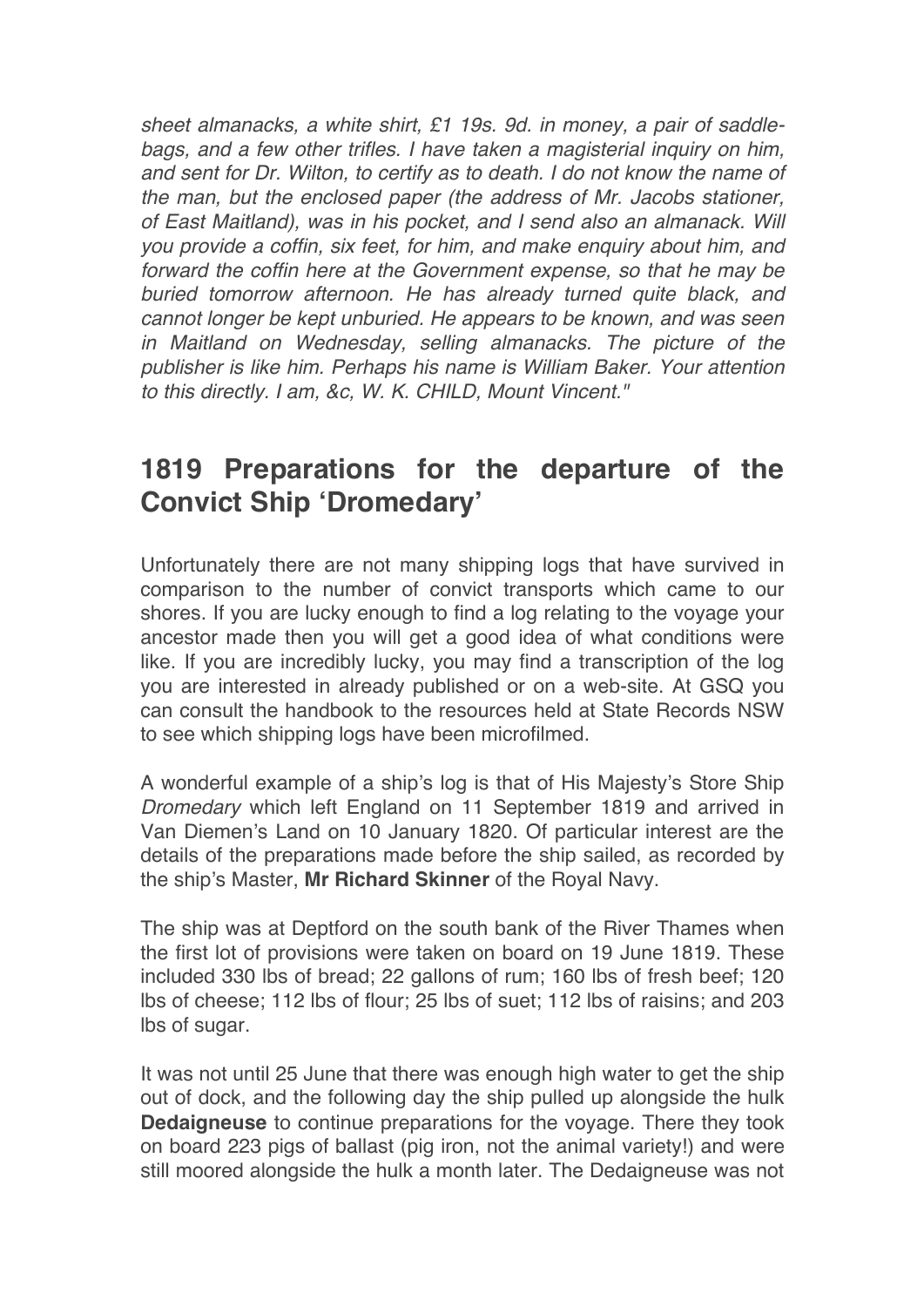*sheet almanacks, a white shirt, £1 19s. 9d. in money, a pair of saddle-bags, and a few other trifles. I have taken a magisterial inquiry on him, and sent for Dr. Wilton, to certify as to death. I do not know the name of the man, but the enclosed paper (the address of Mr. Jacobs stationer, of East Maitland), was in his pocket, and I send also an almanack. Will you provide a coffin, six feet, for him, and make enquiry about him, and forward the coffin here at the Government expense, so that he may be buried tomorrow afternoon. He has already turned quite black, and cannot longer be kept unburied. He appears to be known, and was seen in Maitland on Wednesday, selling almanacks. The picture of the publisher is like him. Perhaps his name is William Baker. Your attention to this directly. I am, &c, W. K. CHILD, Mount Vincent."*

## 1819 Preparations for the departure of the Convict Ship 'Dromedary'

Unfortunately there are not many shipping logs that have survived in comparison to the number of convict transports which came to our shores. If you are lucky enough to find a log relating to the voyage your ancestor made then you will get a good idea of what conditions were like. If you are incredibly lucky, you may find a transcription of the log you are interested in already published or on a web-site. At GSQ you can consult the handbook to the resources held at State Records NSW to see which shipping logs have been microfilmed.

A wonderful example of a ship's log is that of His Majesty's Store Ship *Dromedary* which left England on 11 September 1819 and arrived in Van Diemen's Land on 10 January 1820. Of particular interest are the details of the preparations made before the ship sailed, as recorded by the ship's Master, **Mr Richard Skinner** of the Royal Navy.

The ship was at Deptford on the south bank of the River Thames when the first lot of provisions were taken on board on 19 June 1819. These included 330 lbs of bread; 22 gallons of rum; 160 lbs of fresh beef; 120 lbs of cheese; 112 lbs of flour; 25 lbs of suet; 112 lbs of raisins; and 203 lbs of sugar.

It was not until 25 June that there was enough high water to get the ship out of dock, and the following day the ship pulled up alongside the hulk **Dedaigneuse** to continue preparations for the voyage. There they took on board 223 pigs of ballast (pig iron, not the animal variety!) and were still moored alongside the hulk a month later. The Dedaigneuse was not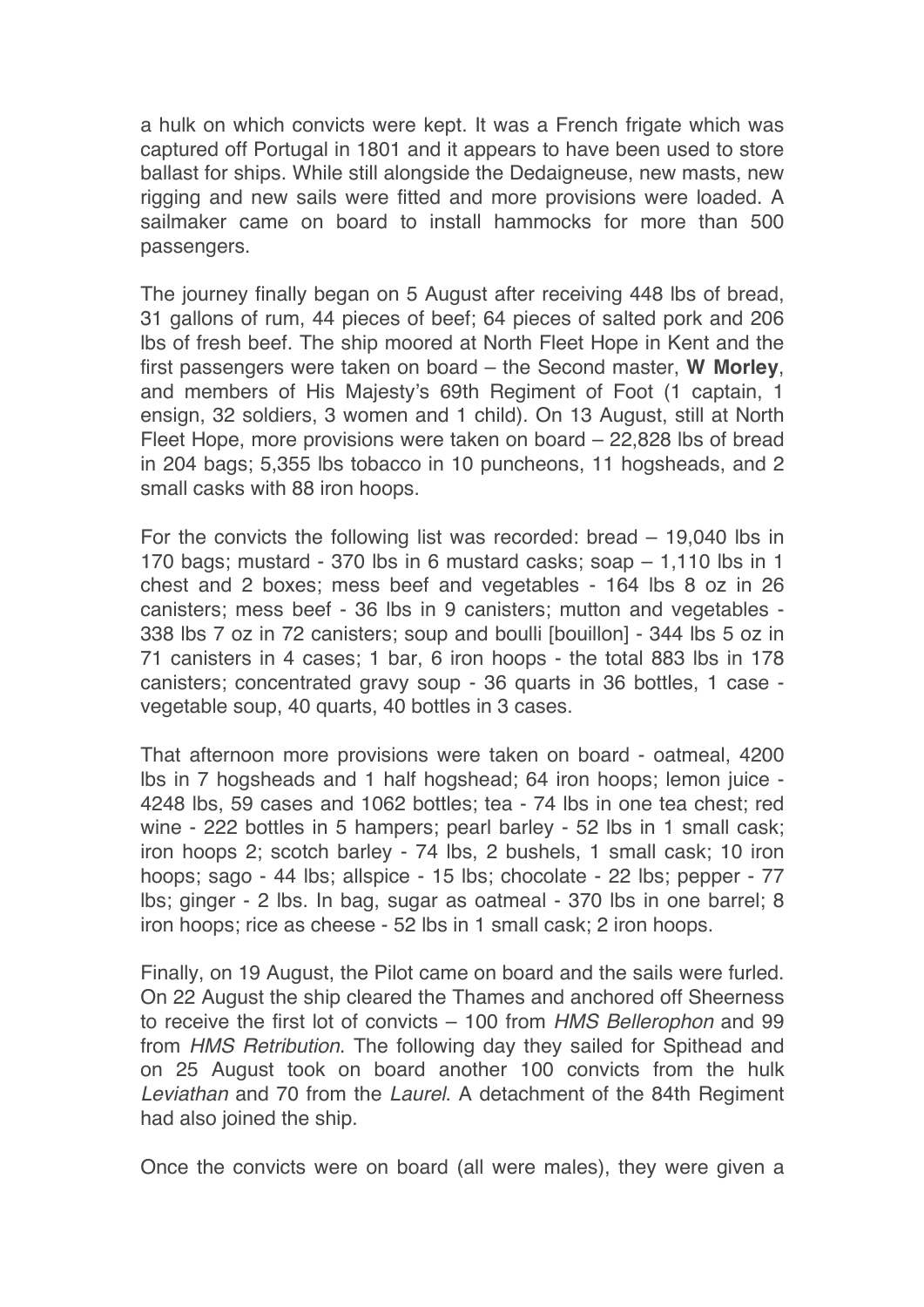a hulk on which convicts were kept. It was a French frigate which was captured off Portugal in 1801 and it appears to have been used to store ballast for ships. While still alongside the Dedaigneuse, new masts, new rigging and new sails were fitted and more provisions were loaded. A sailmaker came on board to install hammocks for more than 500 passengers.

The journey finally began on 5 August after receiving 448 lbs of bread, 31 gallons of rum, 44 pieces of beef; 64 pieces of salted pork and 206 lbs of fresh beef. The ship moored at North Fleet Hope in Kent and the first passengers were taken on board – the Second master, **W Morley**, and members of His Majesty's 69th Regiment of Foot (1 captain, 1 ensign, 32 soldiers, 3 women and 1 child). On 13 August, still at North Fleet Hope, more provisions were taken on board – 22,828 lbs of bread in 204 bags; 5,355 lbs tobacco in 10 puncheons, 11 hogsheads, and 2 small casks with 88 iron hoops.

For the convicts the following list was recorded: bread – 19,040 lbs in 170 bags; mustard - 370 lbs in 6 mustard casks; soap – 1,110 lbs in 1 chest and 2 boxes; mess beef and vegetables - 164 lbs 8 oz in 26 canisters; mess beef - 36 lbs in 9 canisters; mutton and vegetables - 338 lbs 7 oz in 72 canisters; soup and boulli [bouillon] - 344 lbs 5 oz in 71 canisters in 4 cases; 1 bar, 6 iron hoops - the total 883 lbs in 178 canisters; concentrated gravy soup - 36 quarts in 36 bottles, 1 case - vegetable soup, 40 quarts, 40 bottles in 3 cases.

That afternoon more provisions were taken on board - oatmeal, 4200 lbs in 7 hogsheads and 1 half hogshead; 64 iron hoops; lemon juice - 4248 lbs, 59 cases and 1062 bottles; tea - 74 lbs in one tea chest; red wine - 222 bottles in 5 hampers; pearl barley - 52 lbs in 1 small cask; iron hoops 2; scotch barley - 74 lbs, 2 bushels, 1 small cask; 10 iron hoops; sago - 44 lbs; allspice - 15 lbs; chocolate - 22 lbs; pepper - 77 lbs; ginger - 2 lbs. In bag, sugar as oatmeal - 370 lbs in one barrel; 8 iron hoops; rice as cheese - 52 lbs in 1 small cask; 2 iron hoops.

Finally, on 19 August, the Pilot came on board and the sails were furled. On 22 August the ship cleared the Thames and anchored off Sheerness to receive the first lot of convicts – 100 from *HMS Bellerophon* and 99 from *HMS Retribution*. The following day they sailed for Spithead and on 25 August took on board another 100 convicts from the hulk *Leviathan* and 70 from the *Laurel*. A detachment of the 84th Regiment had also joined the ship.

Once the convicts were on board (all were males), they were given a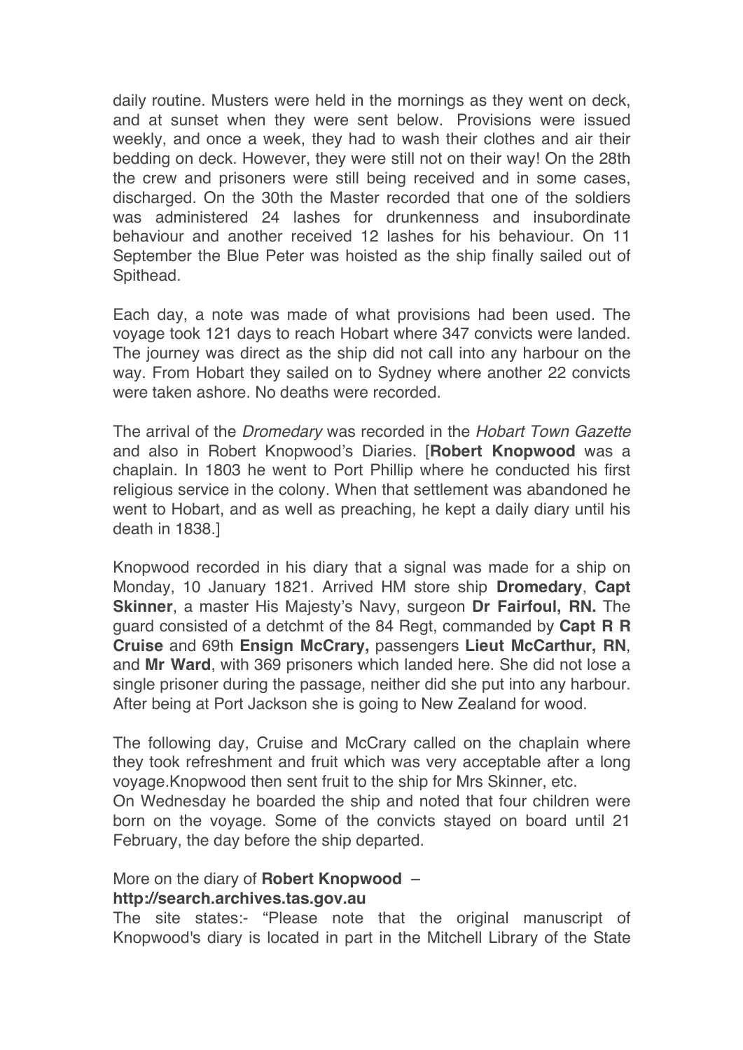daily routine. Musters were held in the mornings as they went on deck, and at sunset when they were sent below. Provisions were issued weekly, and once a week, they had to wash their clothes and air their bedding on deck. However, they were still not on their way! On the 28th the crew and prisoners were still being received and in some cases, discharged. On the 30th the Master recorded that one of the soldiers was administered 24 lashes for drunkenness and insubordinate behaviour and another received 12 lashes for his behaviour. On 11 September the Blue Peter was hoisted as the ship finally sailed out of Spithead.

Each day, a note was made of what provisions had been used. The voyage took 121 days to reach Hobart where 347 convicts were landed. The journey was direct as the ship did not call into any harbour on the way. From Hobart they sailed on to Sydney where another 22 convicts were taken ashore. No deaths were recorded.

The arrival of the *Dromedary* was recorded in the *Hobart Town Gazette* and also in Robert Knopwood's Diaries. [**Robert Knopwood** was a chaplain. In 1803 he went to Port Phillip where he conducted his first religious service in the colony. When that settlement was abandoned he went to Hobart, and as well as preaching, he kept a daily diary until his death in 1838.]

Knopwood recorded in his diary that a signal was made for a ship on Monday, 10 January 1821. Arrived HM store ship **Dromedary**, **Capt Skinner**, a master His Majesty's Navy, surgeon **Dr Fairfoul, RN.** The guard consisted of a detchmt of the 84 Regt, commanded by **Capt R R Cruise** and 69th **Ensign McCrary,** passengers **Lieut McCarthur, RN**, and **Mr Ward**, with 369 prisoners which landed here. She did not lose a single prisoner during the passage, neither did she put into any harbour. After being at Port Jackson she is going to New Zealand for wood.

The following day, Cruise and McCrary called on the chaplain where they took refreshment and fruit which was very acceptable after a long voyage.Knopwood then sent fruit to the ship for Mrs Skinner, etc.
On Wednesday he boarded the ship and noted that four children were born on the voyage. Some of the convicts stayed on board until 21 February, the day before the ship departed.

More on the diary of **Robert Knopwood** –
**http://search.archives.tas.gov.au**
The site states:- "Please note that the original manuscript of Knopwood's diary is located in part in the Mitchell Library of the State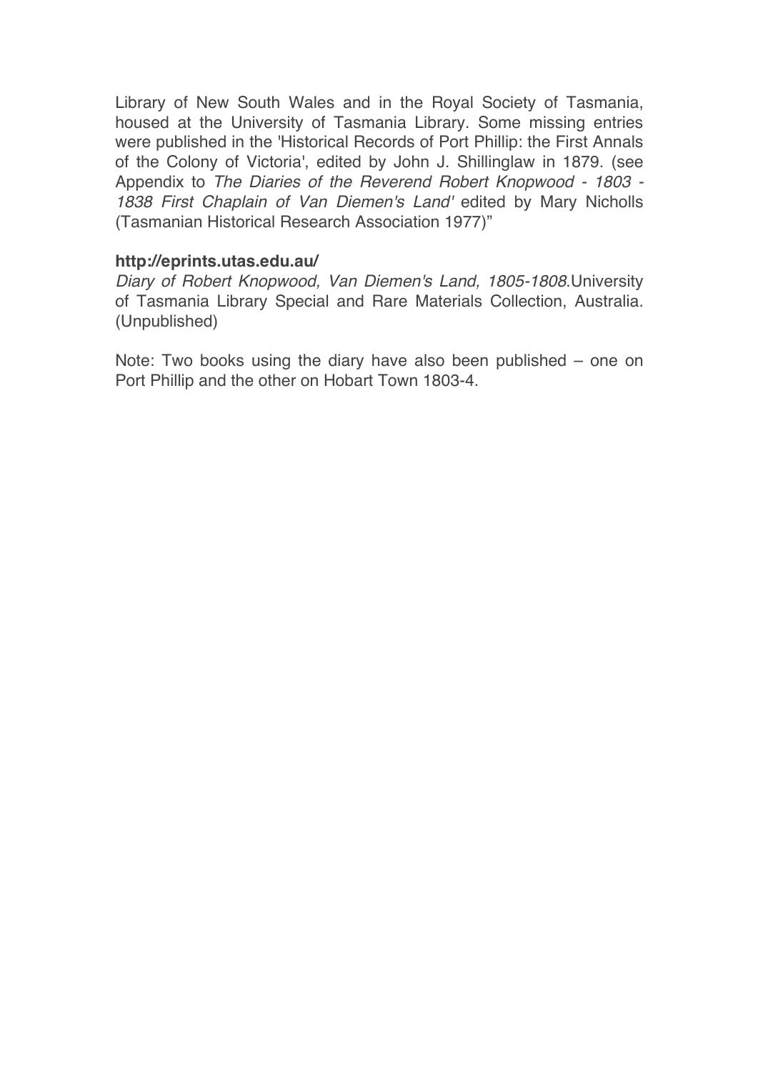Library of New South Wales and in the Royal Society of Tasmania, housed at the University of Tasmania Library. Some missing entries were published in the 'Historical Records of Port Phillip: the First Annals of the Colony of Victoria', edited by John J. Shillinglaw in 1879. (see Appendix to *The Diaries of the Reverend Robert Knopwood - 1803 - 1838 First Chaplain of Van Diemen's Land'* edited by Mary Nicholls (Tasmanian Historical Research Association 1977)"

**http://eprints.utas.edu.au/**
*Diary of Robert Knopwood, Van Diemen's Land, 1805-1808*.University of Tasmania Library Special and Rare Materials Collection, Australia. (Unpublished)

Note: Two books using the diary have also been published – one on Port Phillip and the other on Hobart Town 1803-4.